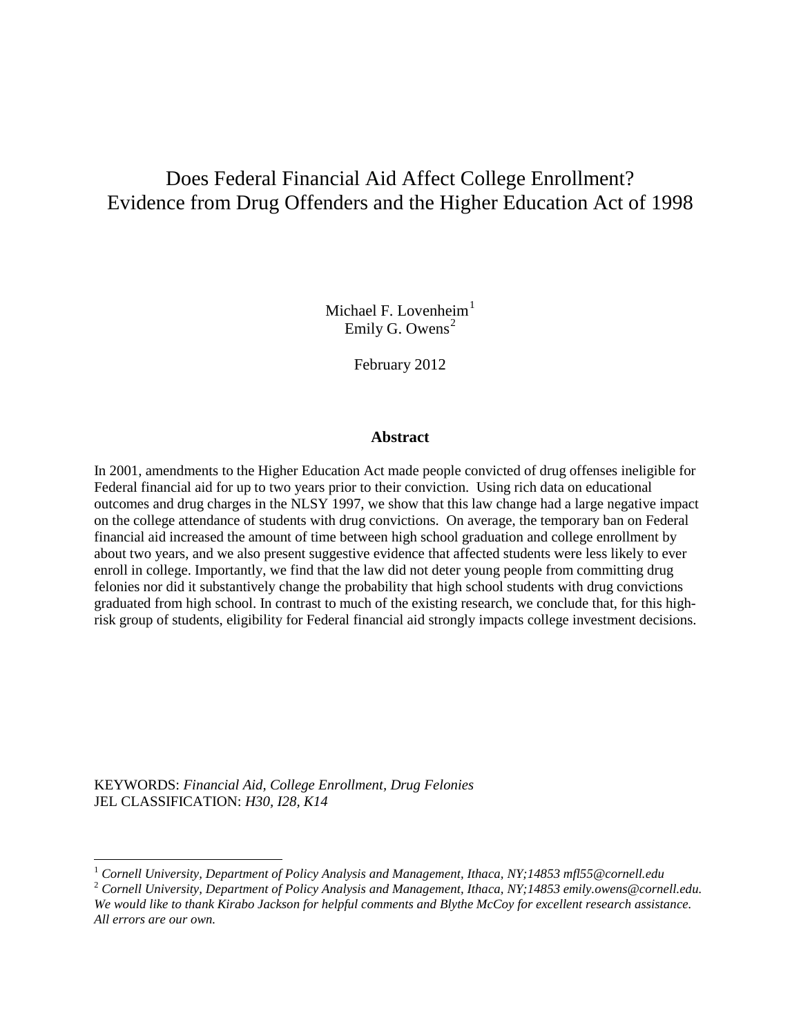# Does Federal Financial Aid Affect College Enrollment? Evidence from Drug Offenders and the Higher Education Act of 1998

Michael F. Lovenheim[1]
Emily G. Owens[2]

February 2012

**Abstract**

In 2001, amendments to the Higher Education Act made people convicted of drug offenses ineligible for Federal financial aid for up to two years prior to their conviction. Using rich data on educational outcomes and drug charges in the NLSY 1997, we show that this law change had a large negative impact on the college attendance of students with drug convictions. On average, the temporary ban on Federal financial aid increased the amount of time between high school graduation and college enrollment by about two years, and we also present suggestive evidence that affected students were less likely to ever enroll in college. Importantly, we find that the law did not deter young people from committing drug felonies nor did it substantively change the probability that high school students with drug convictions graduated from high school. In contrast to much of the existing research, we conclude that, for this high-risk group of students, eligibility for Federal financial aid strongly impacts college investment decisions.

KEYWORDS: *Financial Aid, College Enrollment, Drug Felonies*
JEL CLASSIFICATION: *H30, I28, K14*

---

[1] *Cornell University, Department of Policy Analysis and Management, Ithaca, NY;14853 mfl55@cornell.edu*

[2] *Cornell University, Department of Policy Analysis and Management, Ithaca, NY;14853 emily.owens@cornell.edu. We would like to thank Kirabo Jackson for helpful comments and Blythe McCoy for excellent research assistance. All errors are our own.*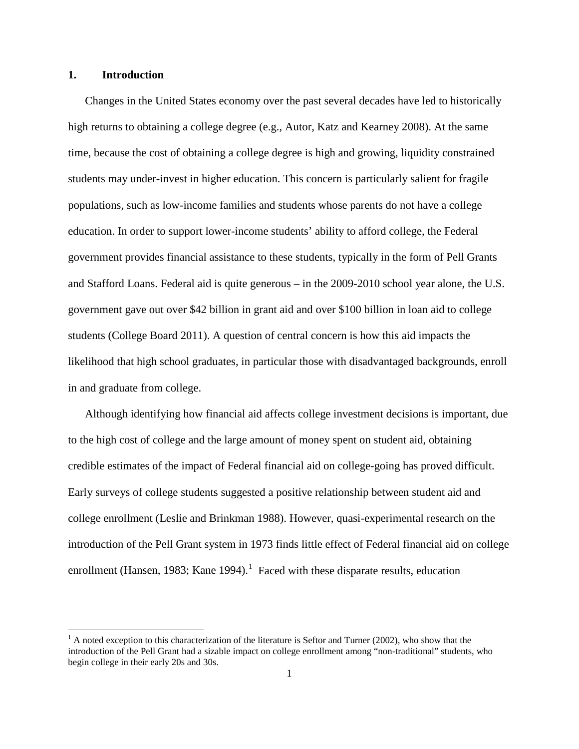## 1. Introduction

Changes in the United States economy over the past several decades have led to historically high returns to obtaining a college degree (e.g., Autor, Katz and Kearney 2008). At the same time, because the cost of obtaining a college degree is high and growing, liquidity constrained students may under-invest in higher education. This concern is particularly salient for fragile populations, such as low-income families and students whose parents do not have a college education. In order to support lower-income students' ability to afford college, the Federal government provides financial assistance to these students, typically in the form of Pell Grants and Stafford Loans. Federal aid is quite generous – in the 2009-2010 school year alone, the U.S. government gave out over $42 billion in grant aid and over $100 billion in loan aid to college students (College Board 2011). A question of central concern is how this aid impacts the likelihood that high school graduates, in particular those with disadvantaged backgrounds, enroll in and graduate from college.

Although identifying how financial aid affects college investment decisions is important, due to the high cost of college and the large amount of money spent on student aid, obtaining credible estimates of the impact of Federal financial aid on college-going has proved difficult. Early surveys of college students suggested a positive relationship between student aid and college enrollment (Leslie and Brinkman 1988). However, quasi-experimental research on the introduction of the Pell Grant system in 1973 finds little effect of Federal financial aid on college enrollment (Hansen, 1983; Kane 1994).[1] Faced with these disparate results, education

[1] A noted exception to this characterization of the literature is Seftor and Turner (2002), who show that the introduction of the Pell Grant had a sizable impact on college enrollment among "non-traditional" students, who begin college in their early 20s and 30s.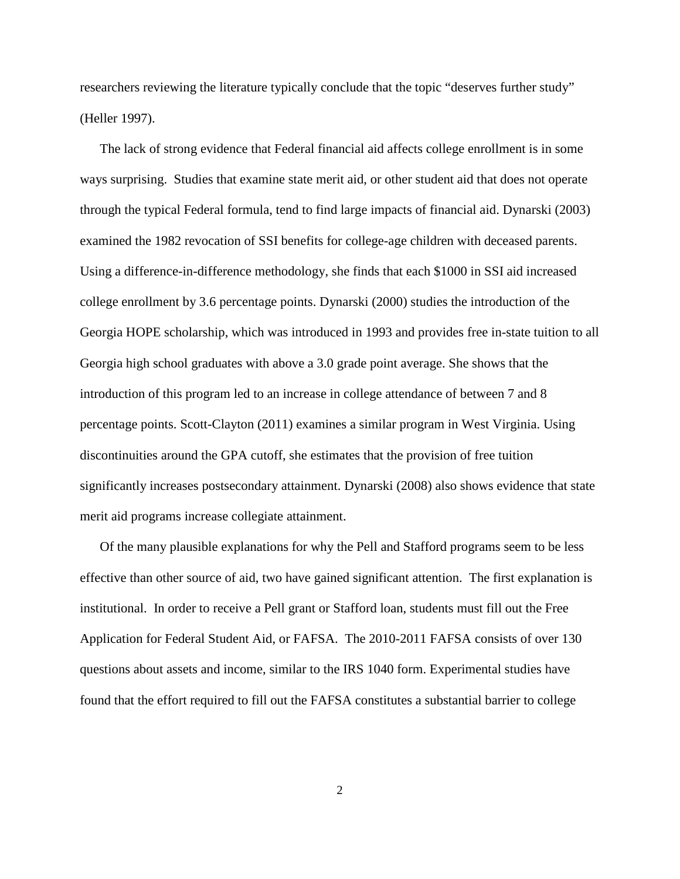researchers reviewing the literature typically conclude that the topic "deserves further study" (Heller 1997).

The lack of strong evidence that Federal financial aid affects college enrollment is in some ways surprising. Studies that examine state merit aid, or other student aid that does not operate through the typical Federal formula, tend to find large impacts of financial aid. Dynarski (2003) examined the 1982 revocation of SSI benefits for college-age children with deceased parents. Using a difference-in-difference methodology, she finds that each $1000 in SSI aid increased college enrollment by 3.6 percentage points. Dynarski (2000) studies the introduction of the Georgia HOPE scholarship, which was introduced in 1993 and provides free in-state tuition to all Georgia high school graduates with above a 3.0 grade point average. She shows that the introduction of this program led to an increase in college attendance of between 7 and 8 percentage points. Scott-Clayton (2011) examines a similar program in West Virginia. Using discontinuities around the GPA cutoff, she estimates that the provision of free tuition significantly increases postsecondary attainment. Dynarski (2008) also shows evidence that state merit aid programs increase collegiate attainment.

Of the many plausible explanations for why the Pell and Stafford programs seem to be less effective than other source of aid, two have gained significant attention. The first explanation is institutional. In order to receive a Pell grant or Stafford loan, students must fill out the Free Application for Federal Student Aid, or FAFSA. The 2010-2011 FAFSA consists of over 130 questions about assets and income, similar to the IRS 1040 form. Experimental studies have found that the effort required to fill out the FAFSA constitutes a substantial barrier to college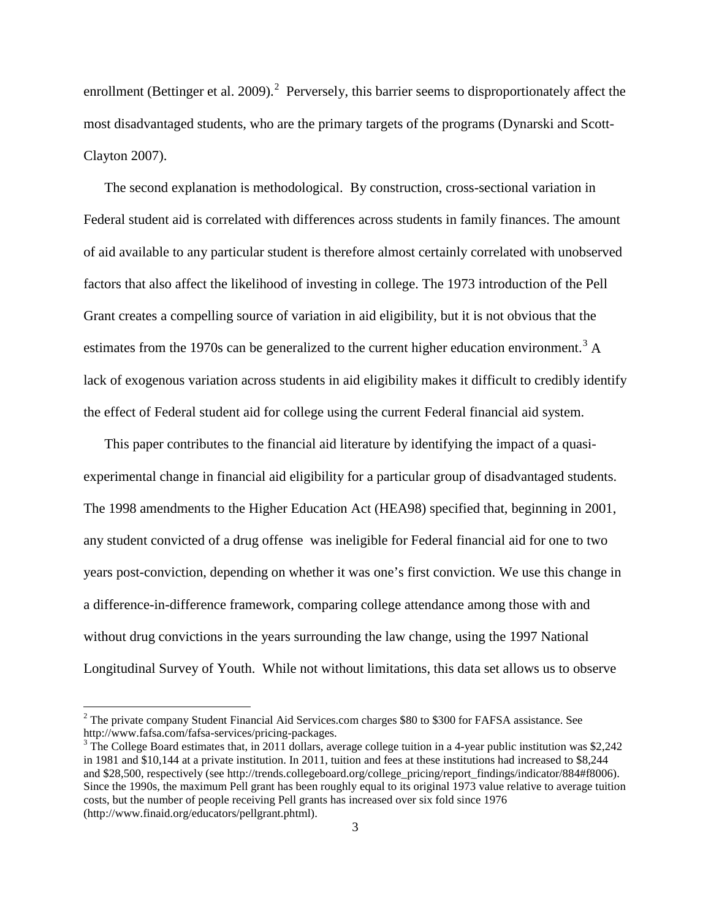enrollment (Bettinger et al. 2009).[2] Perversely, this barrier seems to disproportionately affect the most disadvantaged students, who are the primary targets of the programs (Dynarski and Scott-Clayton 2007).

The second explanation is methodological. By construction, cross-sectional variation in Federal student aid is correlated with differences across students in family finances. The amount of aid available to any particular student is therefore almost certainly correlated with unobserved factors that also affect the likelihood of investing in college. The 1973 introduction of the Pell Grant creates a compelling source of variation in aid eligibility, but it is not obvious that the estimates from the 1970s can be generalized to the current higher education environment.[3] A lack of exogenous variation across students in aid eligibility makes it difficult to credibly identify the effect of Federal student aid for college using the current Federal financial aid system.

This paper contributes to the financial aid literature by identifying the impact of a quasi-experimental change in financial aid eligibility for a particular group of disadvantaged students. The 1998 amendments to the Higher Education Act (HEA98) specified that, beginning in 2001, any student convicted of a drug offense was ineligible for Federal financial aid for one to two years post-conviction, depending on whether it was one's first conviction. We use this change in a difference-in-difference framework, comparing college attendance among those with and without drug convictions in the years surrounding the law change, using the 1997 National Longitudinal Survey of Youth. While not without limitations, this data set allows us to observe

[2] The private company Student Financial Aid Services.com charges $80 to $300 for FAFSA assistance. See http://www.fafsa.com/fafsa-services/pricing-packages.

[3] The College Board estimates that, in 2011 dollars, average college tuition in a 4-year public institution was $2,242 in 1981 and $10,144 at a private institution. In 2011, tuition and fees at these institutions had increased to $8,244 and $28,500, respectively (see http://trends.collegeboard.org/college_pricing/report_findings/indicator/884#f8006). Since the 1990s, the maximum Pell grant has been roughly equal to its original 1973 value relative to average tuition costs, but the number of people receiving Pell grants has increased over six fold since 1976 (http://www.finaid.org/educators/pellgrant.phtml).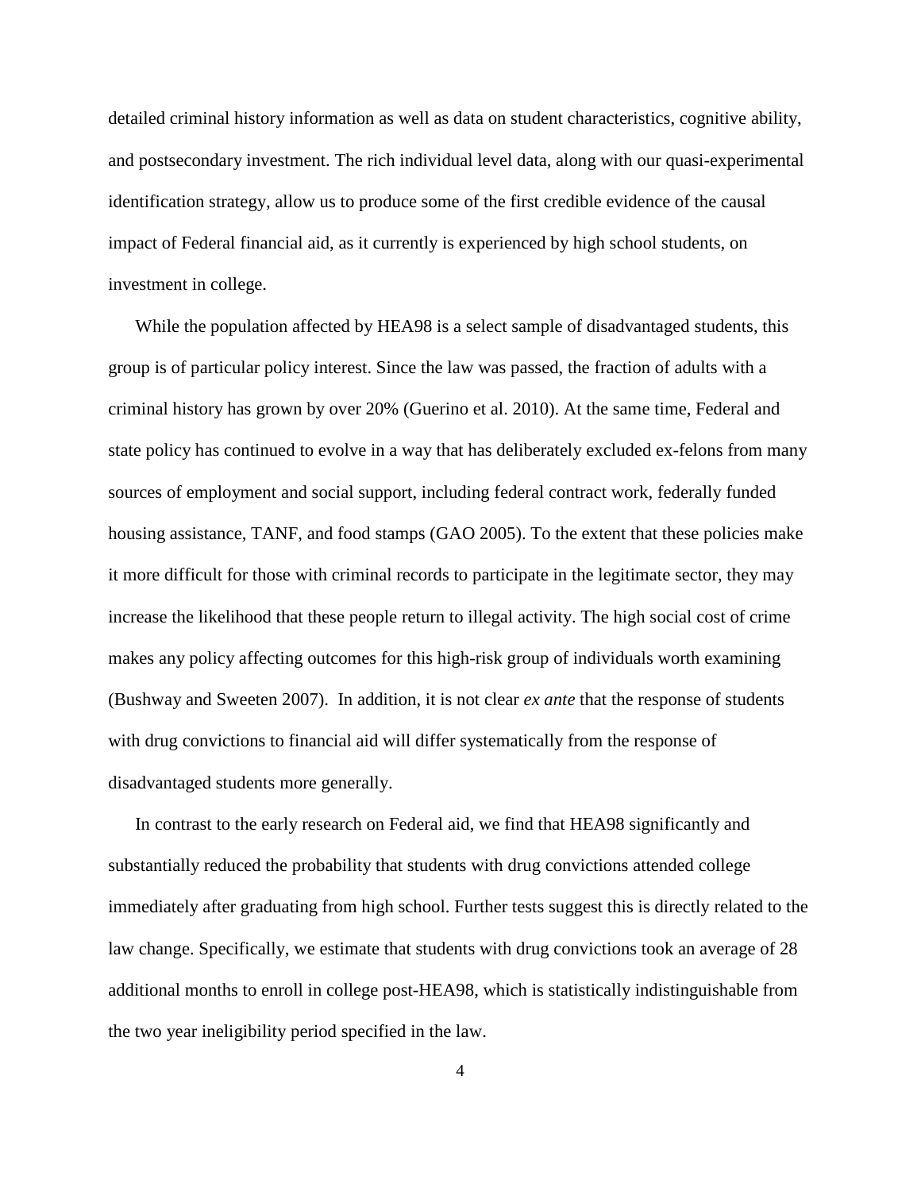detailed criminal history information as well as data on student characteristics, cognitive ability, and postsecondary investment. The rich individual level data, along with our quasi-experimental identification strategy, allow us to produce some of the first credible evidence of the causal impact of Federal financial aid, as it currently is experienced by high school students, on investment in college.

While the population affected by HEA98 is a select sample of disadvantaged students, this group is of particular policy interest. Since the law was passed, the fraction of adults with a criminal history has grown by over 20% (Guerino et al. 2010). At the same time, Federal and state policy has continued to evolve in a way that has deliberately excluded ex-felons from many sources of employment and social support, including federal contract work, federally funded housing assistance, TANF, and food stamps (GAO 2005). To the extent that these policies make it more difficult for those with criminal records to participate in the legitimate sector, they may increase the likelihood that these people return to illegal activity. The high social cost of crime makes any policy affecting outcomes for this high-risk group of individuals worth examining (Bushway and Sweeten 2007). In addition, it is not clear *ex ante* that the response of students with drug convictions to financial aid will differ systematically from the response of disadvantaged students more generally.

In contrast to the early research on Federal aid, we find that HEA98 significantly and substantially reduced the probability that students with drug convictions attended college immediately after graduating from high school. Further tests suggest this is directly related to the law change. Specifically, we estimate that students with drug convictions took an average of 28 additional months to enroll in college post-HEA98, which is statistically indistinguishable from the two year ineligibility period specified in the law.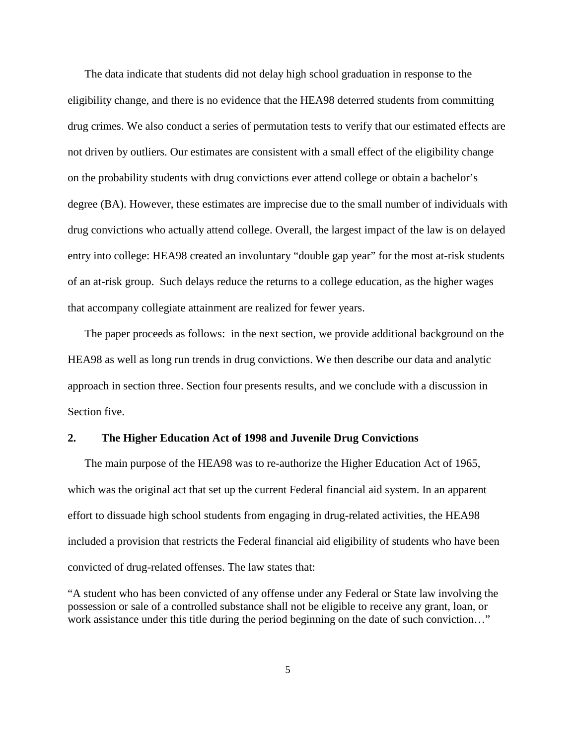The data indicate that students did not delay high school graduation in response to the eligibility change, and there is no evidence that the HEA98 deterred students from committing drug crimes. We also conduct a series of permutation tests to verify that our estimated effects are not driven by outliers. Our estimates are consistent with a small effect of the eligibility change on the probability students with drug convictions ever attend college or obtain a bachelor's degree (BA). However, these estimates are imprecise due to the small number of individuals with drug convictions who actually attend college. Overall, the largest impact of the law is on delayed entry into college: HEA98 created an involuntary "double gap year" for the most at-risk students of an at-risk group. Such delays reduce the returns to a college education, as the higher wages that accompany collegiate attainment are realized for fewer years.

The paper proceeds as follows: in the next section, we provide additional background on the HEA98 as well as long run trends in drug convictions. We then describe our data and analytic approach in section three. Section four presents results, and we conclude with a discussion in Section five.

## 2. The Higher Education Act of 1998 and Juvenile Drug Convictions

The main purpose of the HEA98 was to re-authorize the Higher Education Act of 1965, which was the original act that set up the current Federal financial aid system. In an apparent effort to dissuade high school students from engaging in drug-related activities, the HEA98 included a provision that restricts the Federal financial aid eligibility of students who have been convicted of drug-related offenses. The law states that:

"A student who has been convicted of any offense under any Federal or State law involving the possession or sale of a controlled substance shall not be eligible to receive any grant, loan, or work assistance under this title during the period beginning on the date of such conviction…"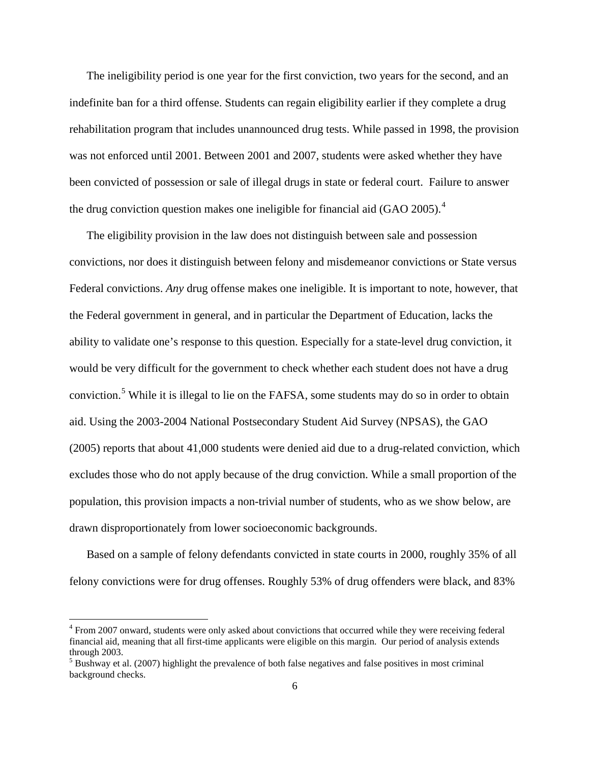The ineligibility period is one year for the first conviction, two years for the second, and an indefinite ban for a third offense. Students can regain eligibility earlier if they complete a drug rehabilitation program that includes unannounced drug tests. While passed in 1998, the provision was not enforced until 2001. Between 2001 and 2007, students were asked whether they have been convicted of possession or sale of illegal drugs in state or federal court. Failure to answer the drug conviction question makes one ineligible for financial aid (GAO 2005).[4]

The eligibility provision in the law does not distinguish between sale and possession convictions, nor does it distinguish between felony and misdemeanor convictions or State versus Federal convictions. *Any* drug offense makes one ineligible. It is important to note, however, that the Federal government in general, and in particular the Department of Education, lacks the ability to validate one's response to this question. Especially for a state-level drug conviction, it would be very difficult for the government to check whether each student does not have a drug conviction.[5] While it is illegal to lie on the FAFSA, some students may do so in order to obtain aid. Using the 2003-2004 National Postsecondary Student Aid Survey (NPSAS), the GAO (2005) reports that about 41,000 students were denied aid due to a drug-related conviction, which excludes those who do not apply because of the drug conviction. While a small proportion of the population, this provision impacts a non-trivial number of students, who as we show below, are drawn disproportionately from lower socioeconomic backgrounds.

Based on a sample of felony defendants convicted in state courts in 2000, roughly 35% of all felony convictions were for drug offenses. Roughly 53% of drug offenders were black, and 83%

[4] From 2007 onward, students were only asked about convictions that occurred while they were receiving federal financial aid, meaning that all first-time applicants were eligible on this margin. Our period of analysis extends through 2003.

[5] Bushway et al. (2007) highlight the prevalence of both false negatives and false positives in most criminal background checks.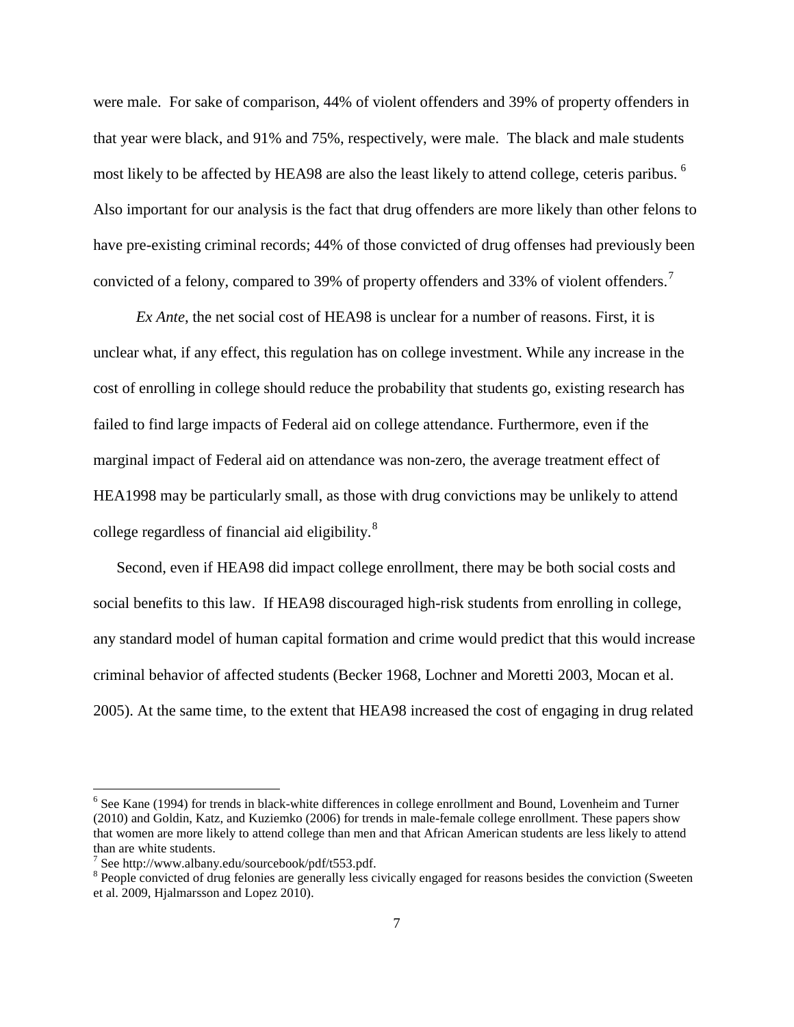were male. For sake of comparison, 44% of violent offenders and 39% of property offenders in that year were black, and 91% and 75%, respectively, were male. The black and male students most likely to be affected by HEA98 are also the least likely to attend college, ceteris paribus. [6] Also important for our analysis is the fact that drug offenders are more likely than other felons to have pre-existing criminal records; 44% of those convicted of drug offenses had previously been convicted of a felony, compared to 39% of property offenders and 33% of violent offenders.[7]

*Ex Ante*, the net social cost of HEA98 is unclear for a number of reasons. First, it is unclear what, if any effect, this regulation has on college investment. While any increase in the cost of enrolling in college should reduce the probability that students go, existing research has failed to find large impacts of Federal aid on college attendance. Furthermore, even if the marginal impact of Federal aid on attendance was non-zero, the average treatment effect of HEA1998 may be particularly small, as those with drug convictions may be unlikely to attend college regardless of financial aid eligibility.[8]

Second, even if HEA98 did impact college enrollment, there may be both social costs and social benefits to this law. If HEA98 discouraged high-risk students from enrolling in college, any standard model of human capital formation and crime would predict that this would increase criminal behavior of affected students (Becker 1968, Lochner and Moretti 2003, Mocan et al. 2005). At the same time, to the extent that HEA98 increased the cost of engaging in drug related

---

[6] See Kane (1994) for trends in black-white differences in college enrollment and Bound, Lovenheim and Turner (2010) and Goldin, Katz, and Kuziemko (2006) for trends in male-female college enrollment. These papers show that women are more likely to attend college than men and that African American students are less likely to attend than are white students.

[7] See http://www.albany.edu/sourcebook/pdf/t553.pdf.

[8] People convicted of drug felonies are generally less civically engaged for reasons besides the conviction (Sweeten et al. 2009, Hjalmarsson and Lopez 2010).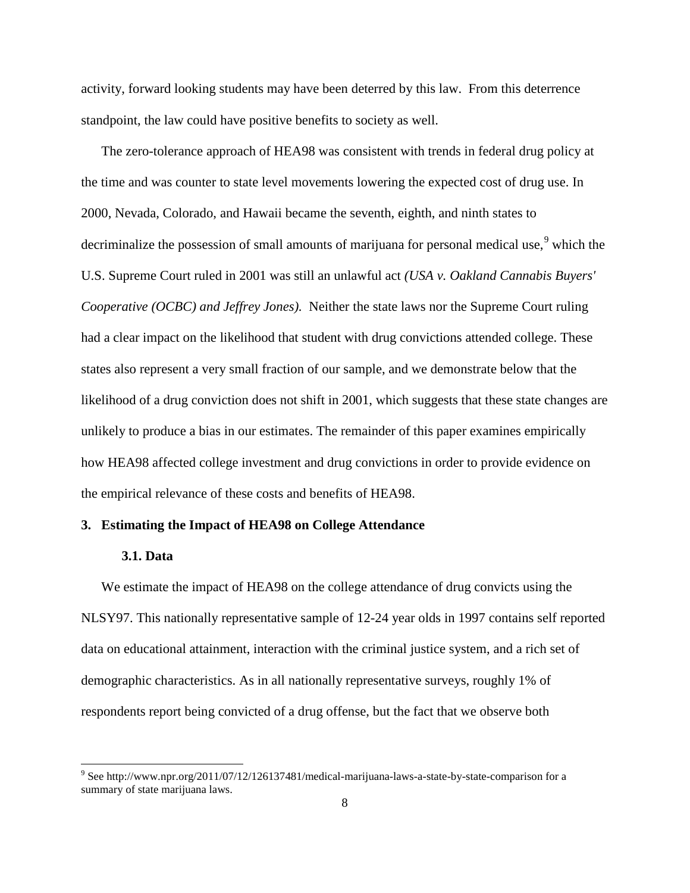activity, forward looking students may have been deterred by this law. From this deterrence standpoint, the law could have positive benefits to society as well.

The zero-tolerance approach of HEA98 was consistent with trends in federal drug policy at the time and was counter to state level movements lowering the expected cost of drug use. In 2000, Nevada, Colorado, and Hawaii became the seventh, eighth, and ninth states to decriminalize the possession of small amounts of marijuana for personal medical use,[9] which the U.S. Supreme Court ruled in 2001 was still an unlawful act *(USA v. Oakland Cannabis Buyers' Cooperative (OCBC) and Jeffrey Jones).* Neither the state laws nor the Supreme Court ruling had a clear impact on the likelihood that student with drug convictions attended college. These states also represent a very small fraction of our sample, and we demonstrate below that the likelihood of a drug conviction does not shift in 2001, which suggests that these state changes are unlikely to produce a bias in our estimates. The remainder of this paper examines empirically how HEA98 affected college investment and drug convictions in order to provide evidence on the empirical relevance of these costs and benefits of HEA98.

## 3. Estimating the Impact of HEA98 on College Attendance

### 3.1. Data

We estimate the impact of HEA98 on the college attendance of drug convicts using the NLSY97. This nationally representative sample of 12-24 year olds in 1997 contains self reported data on educational attainment, interaction with the criminal justice system, and a rich set of demographic characteristics. As in all nationally representative surveys, roughly 1% of respondents report being convicted of a drug offense, but the fact that we observe both

[9] See http://www.npr.org/2011/07/12/126137481/medical-marijuana-laws-a-state-by-state-comparison for a summary of state marijuana laws.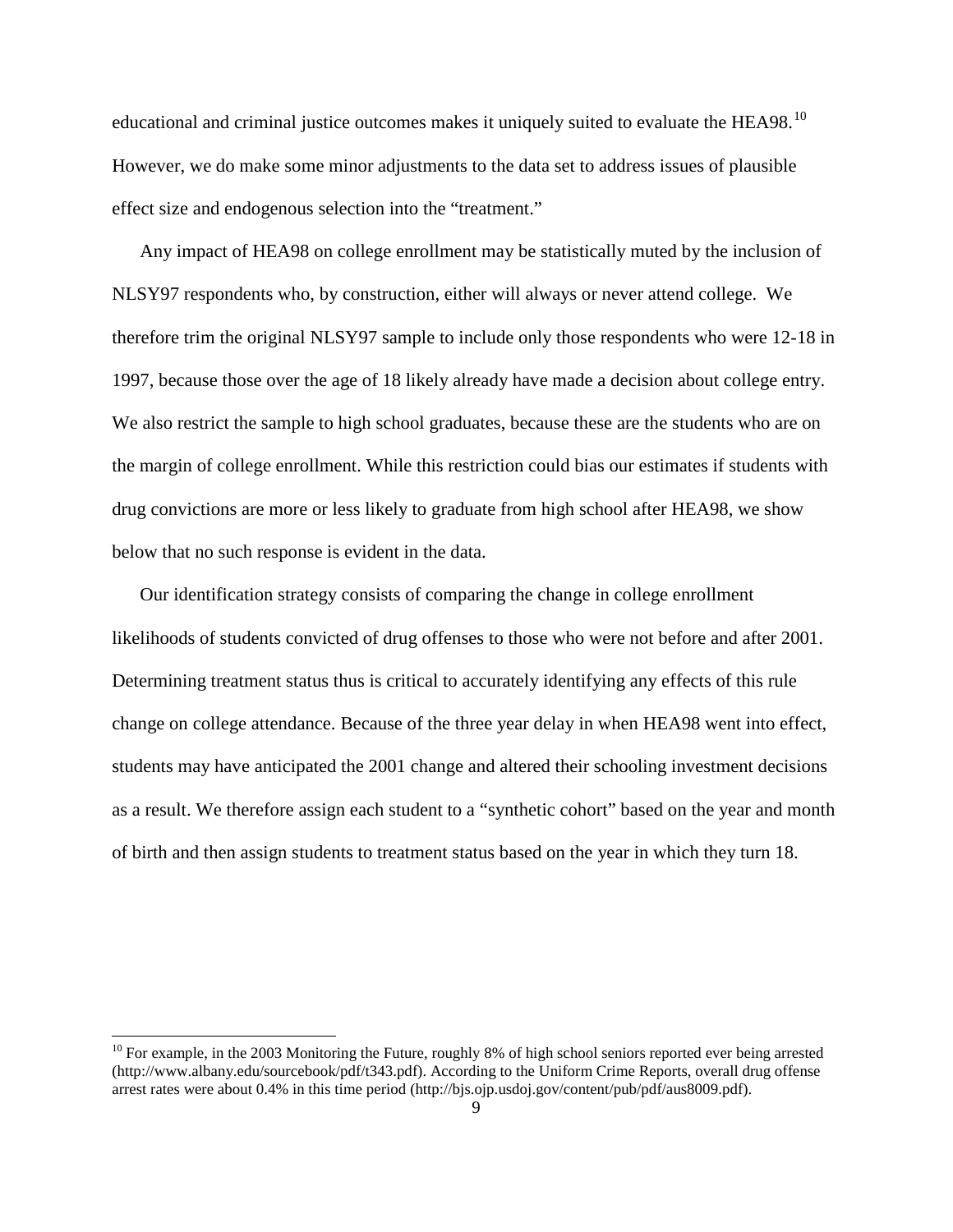educational and criminal justice outcomes makes it uniquely suited to evaluate the HEA98.[10] However, we do make some minor adjustments to the data set to address issues of plausible effect size and endogenous selection into the "treatment."

Any impact of HEA98 on college enrollment may be statistically muted by the inclusion of NLSY97 respondents who, by construction, either will always or never attend college. We therefore trim the original NLSY97 sample to include only those respondents who were 12-18 in 1997, because those over the age of 18 likely already have made a decision about college entry. We also restrict the sample to high school graduates, because these are the students who are on the margin of college enrollment. While this restriction could bias our estimates if students with drug convictions are more or less likely to graduate from high school after HEA98, we show below that no such response is evident in the data.

Our identification strategy consists of comparing the change in college enrollment likelihoods of students convicted of drug offenses to those who were not before and after 2001. Determining treatment status thus is critical to accurately identifying any effects of this rule change on college attendance. Because of the three year delay in when HEA98 went into effect, students may have anticipated the 2001 change and altered their schooling investment decisions as a result. We therefore assign each student to a "synthetic cohort" based on the year and month of birth and then assign students to treatment status based on the year in which they turn 18.

[10] For example, in the 2003 Monitoring the Future, roughly 8% of high school seniors reported ever being arrested (http://www.albany.edu/sourcebook/pdf/t343.pdf). According to the Uniform Crime Reports, overall drug offense arrest rates were about 0.4% in this time period (http://bjs.ojp.usdoj.gov/content/pub/pdf/aus8009.pdf).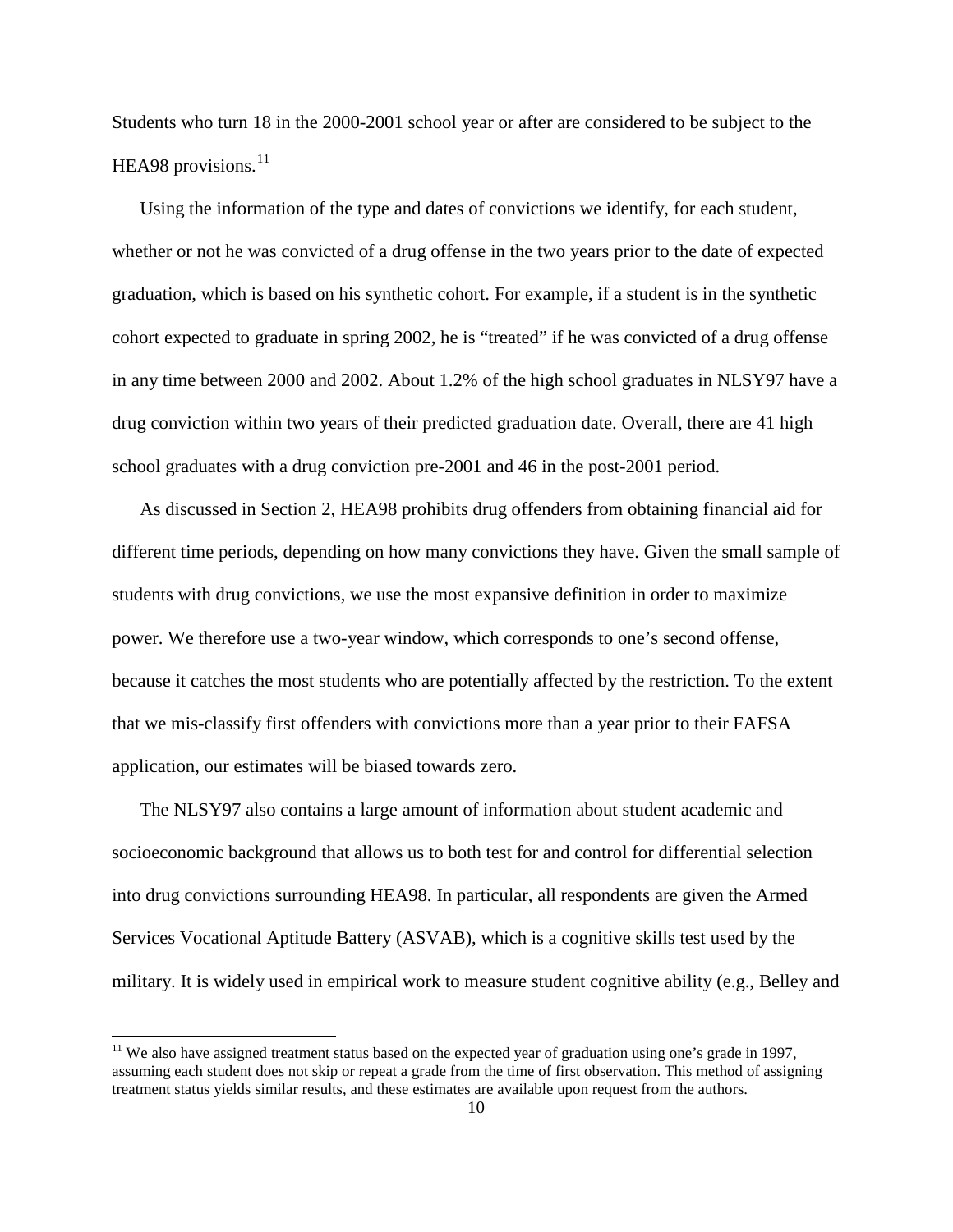Students who turn 18 in the 2000-2001 school year or after are considered to be subject to the HEA98 provisions.[11]

Using the information of the type and dates of convictions we identify, for each student, whether or not he was convicted of a drug offense in the two years prior to the date of expected graduation, which is based on his synthetic cohort. For example, if a student is in the synthetic cohort expected to graduate in spring 2002, he is "treated" if he was convicted of a drug offense in any time between 2000 and 2002. About 1.2% of the high school graduates in NLSY97 have a drug conviction within two years of their predicted graduation date. Overall, there are 41 high school graduates with a drug conviction pre-2001 and 46 in the post-2001 period.

As discussed in Section 2, HEA98 prohibits drug offenders from obtaining financial aid for different time periods, depending on how many convictions they have. Given the small sample of students with drug convictions, we use the most expansive definition in order to maximize power. We therefore use a two-year window, which corresponds to one's second offense, because it catches the most students who are potentially affected by the restriction. To the extent that we mis-classify first offenders with convictions more than a year prior to their FAFSA application, our estimates will be biased towards zero.

The NLSY97 also contains a large amount of information about student academic and socioeconomic background that allows us to both test for and control for differential selection into drug convictions surrounding HEA98. In particular, all respondents are given the Armed Services Vocational Aptitude Battery (ASVAB), which is a cognitive skills test used by the military. It is widely used in empirical work to measure student cognitive ability (e.g., Belley and

[11] We also have assigned treatment status based on the expected year of graduation using one's grade in 1997, assuming each student does not skip or repeat a grade from the time of first observation. This method of assigning treatment status yields similar results, and these estimates are available upon request from the authors.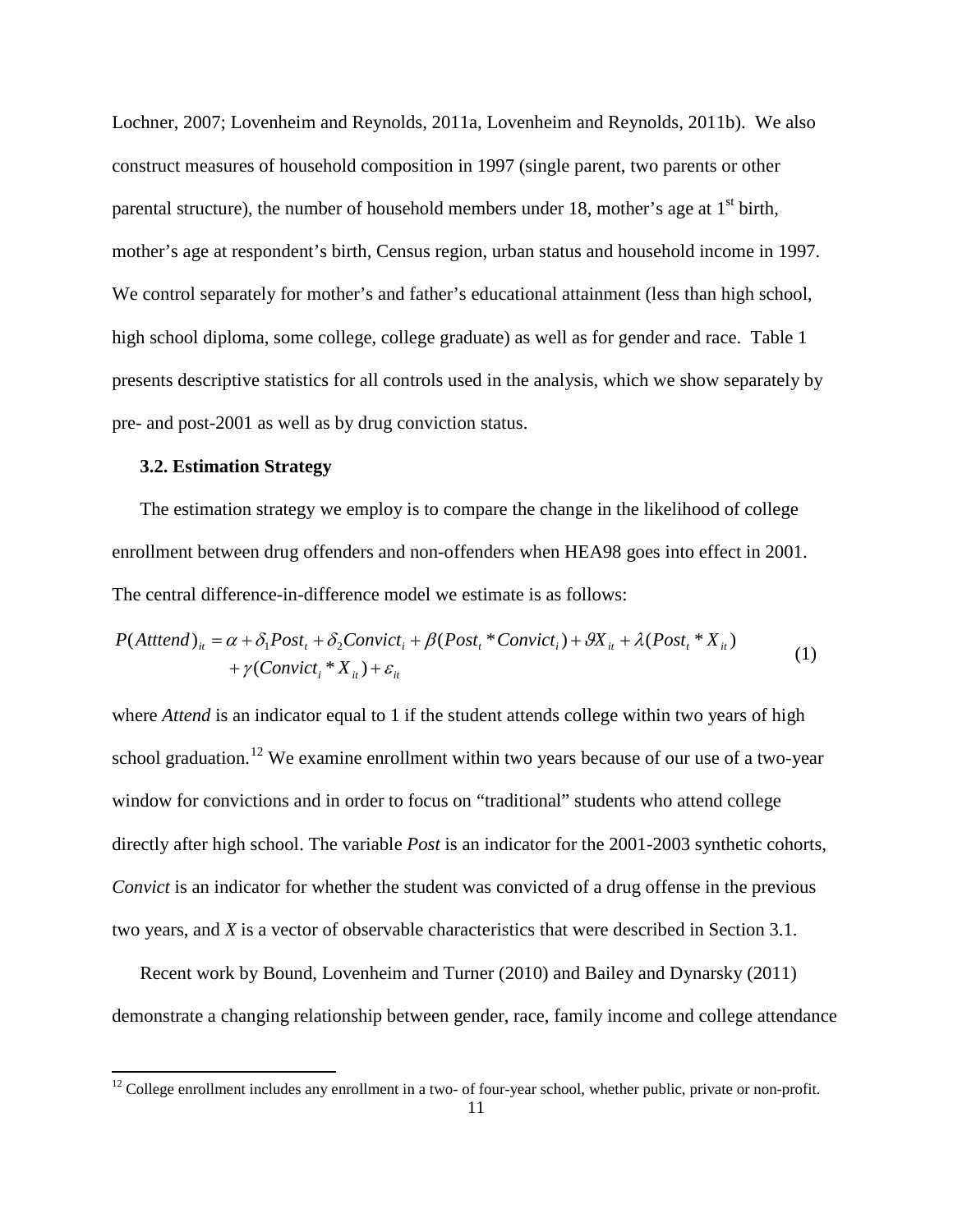Lochner, 2007; Lovenheim and Reynolds, 2011a, Lovenheim and Reynolds, 2011b). We also construct measures of household composition in 1997 (single parent, two parents or other parental structure), the number of household members under 18, mother's age at 1st birth, mother's age at respondent's birth, Census region, urban status and household income in 1997. We control separately for mother's and father's educational attainment (less than high school, high school diploma, some college, college graduate) as well as for gender and race. Table 1 presents descriptive statistics for all controls used in the analysis, which we show separately by pre- and post-2001 as well as by drug conviction status.

### 3.2. Estimation Strategy

The estimation strategy we employ is to compare the change in the likelihood of college enrollment between drug offenders and non-offenders when HEA98 goes into effect in 2001. The central difference-in-difference model we estimate is as follows:

$$
\begin{aligned}
P(Atttend)_{it} = \alpha + \delta_1 Post_t + \delta_2 Convict_i + \beta(Post_t * Convict_i) + \vartheta X_{it} + \lambda(Post_t * X_{it}) \\
+ \gamma(Convict_i * X_{it}) + \varepsilon_{it}
\end{aligned}
\tag{1}
$$

where *Attend* is an indicator equal to 1 if the student attends college within two years of high school graduation.[12] We examine enrollment within two years because of our use of a two-year window for convictions and in order to focus on "traditional" students who attend college directly after high school. The variable *Post* is an indicator for the 2001-2003 synthetic cohorts, *Convict* is an indicator for whether the student was convicted of a drug offense in the previous two years, and *X* is a vector of observable characteristics that were described in Section 3.1.

Recent work by Bound, Lovenheim and Turner (2010) and Bailey and Dynarsky (2011) demonstrate a changing relationship between gender, race, family income and college attendance

[12] College enrollment includes any enrollment in a two- of four-year school, whether public, private or non-profit.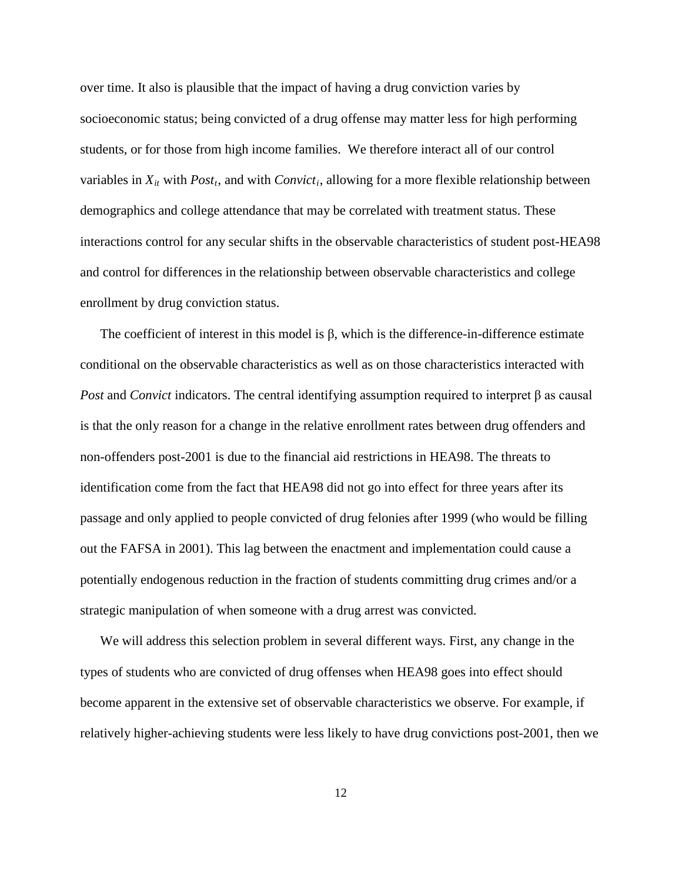over time. It also is plausible that the impact of having a drug conviction varies by socioeconomic status; being convicted of a drug offense may matter less for high performing students, or for those from high income families. We therefore interact all of our control variables in $X_{it}$ with $Post_t$, and with $Convict_i$, allowing for a more flexible relationship between demographics and college attendance that may be correlated with treatment status. These interactions control for any secular shifts in the observable characteristics of student post-HEA98 and control for differences in the relationship between observable characteristics and college enrollment by drug conviction status.

The coefficient of interest in this model is β, which is the difference-in-difference estimate conditional on the observable characteristics as well as on those characteristics interacted with *Post* and *Convict* indicators. The central identifying assumption required to interpret β as causal is that the only reason for a change in the relative enrollment rates between drug offenders and non-offenders post-2001 is due to the financial aid restrictions in HEA98. The threats to identification come from the fact that HEA98 did not go into effect for three years after its passage and only applied to people convicted of drug felonies after 1999 (who would be filling out the FAFSA in 2001). This lag between the enactment and implementation could cause a potentially endogenous reduction in the fraction of students committing drug crimes and/or a strategic manipulation of when someone with a drug arrest was convicted.

We will address this selection problem in several different ways. First, any change in the types of students who are convicted of drug offenses when HEA98 goes into effect should become apparent in the extensive set of observable characteristics we observe. For example, if relatively higher-achieving students were less likely to have drug convictions post-2001, then we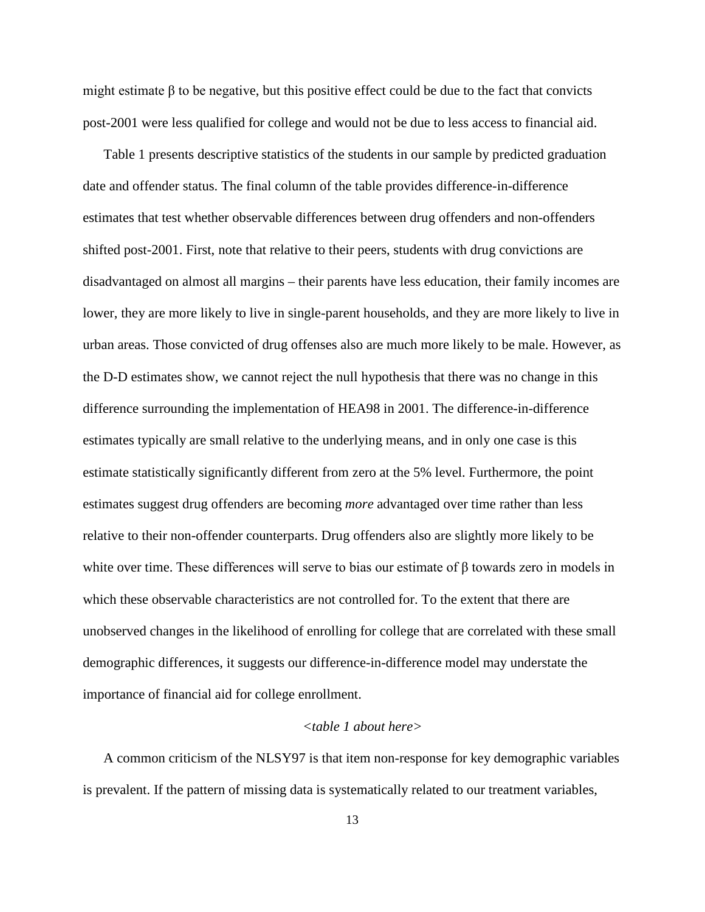might estimate β to be negative, but this positive effect could be due to the fact that convicts post-2001 were less qualified for college and would not be due to less access to financial aid.

Table 1 presents descriptive statistics of the students in our sample by predicted graduation date and offender status. The final column of the table provides difference-in-difference estimates that test whether observable differences between drug offenders and non-offenders shifted post-2001. First, note that relative to their peers, students with drug convictions are disadvantaged on almost all margins – their parents have less education, their family incomes are lower, they are more likely to live in single-parent households, and they are more likely to live in urban areas. Those convicted of drug offenses also are much more likely to be male. However, as the D-D estimates show, we cannot reject the null hypothesis that there was no change in this difference surrounding the implementation of HEA98 in 2001. The difference-in-difference estimates typically are small relative to the underlying means, and in only one case is this estimate statistically significantly different from zero at the 5% level. Furthermore, the point estimates suggest drug offenders are becoming *more* advantaged over time rather than less relative to their non-offender counterparts. Drug offenders also are slightly more likely to be white over time. These differences will serve to bias our estimate of β towards zero in models in which these observable characteristics are not controlled for. To the extent that there are unobserved changes in the likelihood of enrolling for college that are correlated with these small demographic differences, it suggests our difference-in-difference model may understate the importance of financial aid for college enrollment.

*<table 1 about here>*

A common criticism of the NLSY97 is that item non-response for key demographic variables is prevalent. If the pattern of missing data is systematically related to our treatment variables,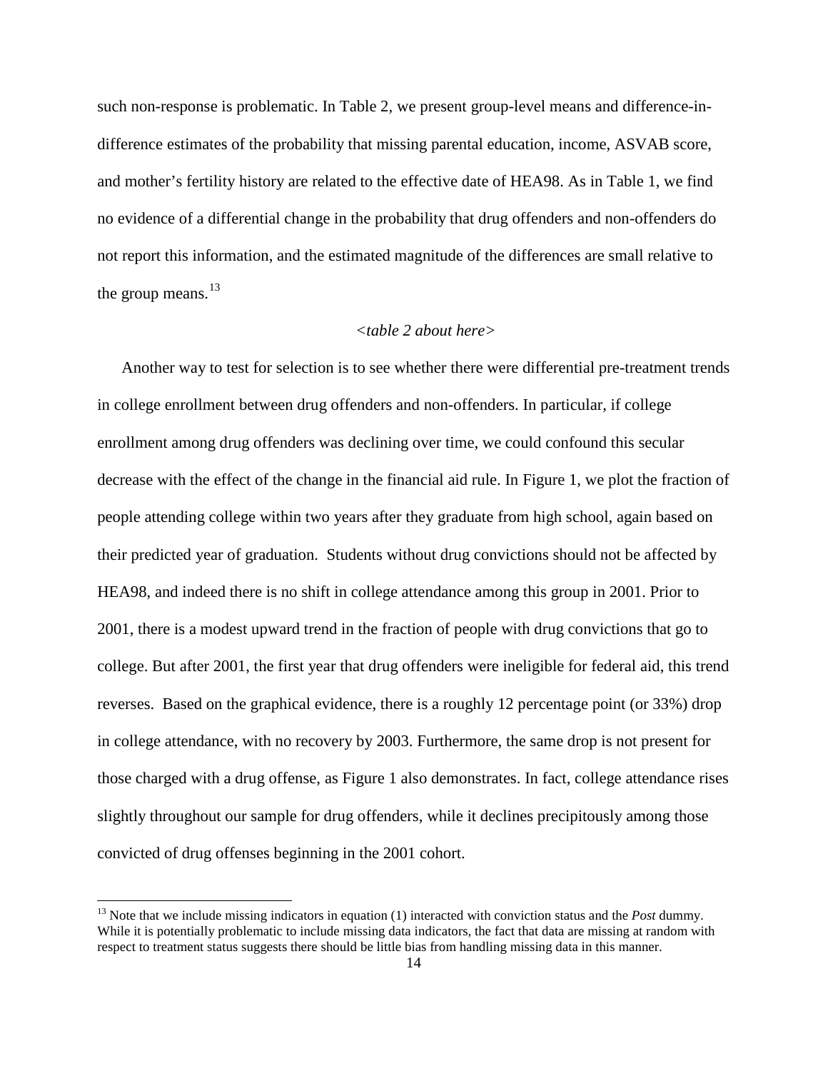such non-response is problematic. In Table 2, we present group-level means and difference-in-difference estimates of the probability that missing parental education, income, ASVAB score, and mother's fertility history are related to the effective date of HEA98. As in Table 1, we find no evidence of a differential change in the probability that drug offenders and non-offenders do not report this information, and the estimated magnitude of the differences are small relative to the group means.[13]

*<table 2 about here>*

Another way to test for selection is to see whether there were differential pre-treatment trends in college enrollment between drug offenders and non-offenders. In particular, if college enrollment among drug offenders was declining over time, we could confound this secular decrease with the effect of the change in the financial aid rule. In Figure 1, we plot the fraction of people attending college within two years after they graduate from high school, again based on their predicted year of graduation. Students without drug convictions should not be affected by HEA98, and indeed there is no shift in college attendance among this group in 2001. Prior to 2001, there is a modest upward trend in the fraction of people with drug convictions that go to college. But after 2001, the first year that drug offenders were ineligible for federal aid, this trend reverses. Based on the graphical evidence, there is a roughly 12 percentage point (or 33%) drop in college attendance, with no recovery by 2003. Furthermore, the same drop is not present for those charged with a drug offense, as Figure 1 also demonstrates. In fact, college attendance rises slightly throughout our sample for drug offenders, while it declines precipitously among those convicted of drug offenses beginning in the 2001 cohort.

[13] Note that we include missing indicators in equation (1) interacted with conviction status and the *Post* dummy. While it is potentially problematic to include missing data indicators, the fact that data are missing at random with respect to treatment status suggests there should be little bias from handling missing data in this manner.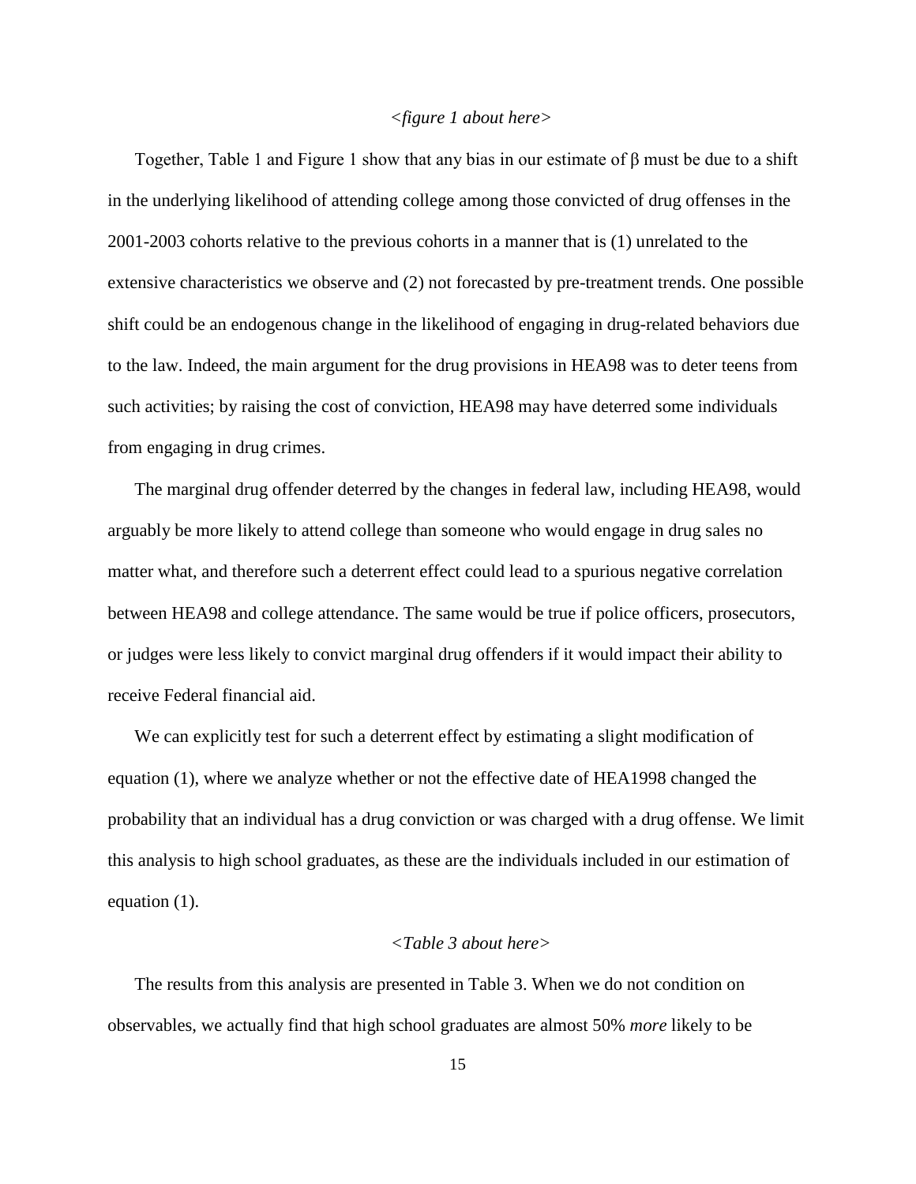*<figure 1 about here>*

Together, Table 1 and Figure 1 show that any bias in our estimate of β must be due to a shift in the underlying likelihood of attending college among those convicted of drug offenses in the 2001-2003 cohorts relative to the previous cohorts in a manner that is (1) unrelated to the extensive characteristics we observe and (2) not forecasted by pre-treatment trends. One possible shift could be an endogenous change in the likelihood of engaging in drug-related behaviors due to the law. Indeed, the main argument for the drug provisions in HEA98 was to deter teens from such activities; by raising the cost of conviction, HEA98 may have deterred some individuals from engaging in drug crimes.

The marginal drug offender deterred by the changes in federal law, including HEA98, would arguably be more likely to attend college than someone who would engage in drug sales no matter what, and therefore such a deterrent effect could lead to a spurious negative correlation between HEA98 and college attendance. The same would be true if police officers, prosecutors, or judges were less likely to convict marginal drug offenders if it would impact their ability to receive Federal financial aid.

We can explicitly test for such a deterrent effect by estimating a slight modification of equation (1), where we analyze whether or not the effective date of HEA1998 changed the probability that an individual has a drug conviction or was charged with a drug offense. We limit this analysis to high school graduates, as these are the individuals included in our estimation of equation (1).

*<Table 3 about here>*

The results from this analysis are presented in Table 3. When we do not condition on observables, we actually find that high school graduates are almost 50% *more* likely to be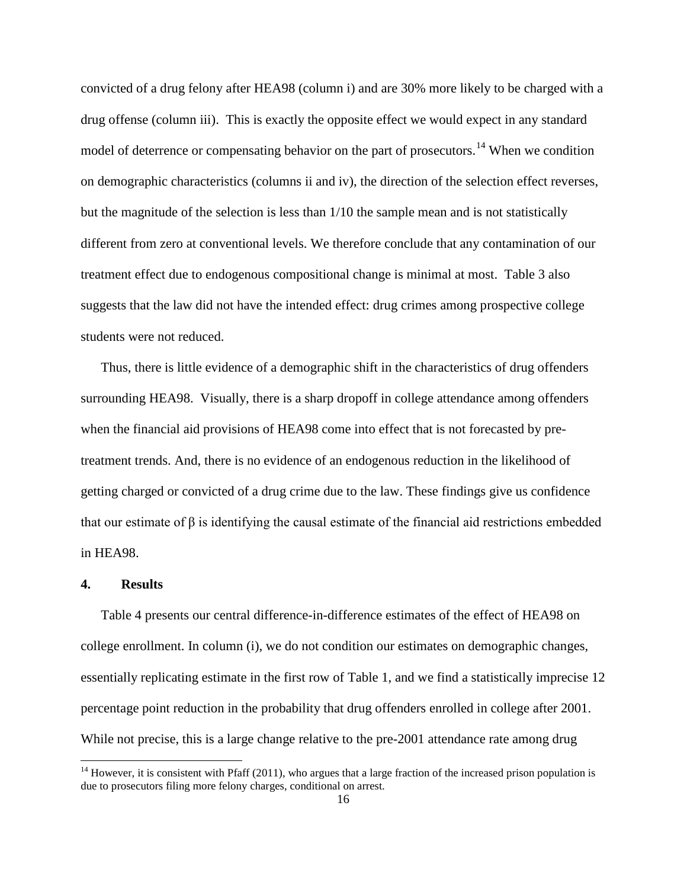convicted of a drug felony after HEA98 (column i) and are 30% more likely to be charged with a drug offense (column iii). This is exactly the opposite effect we would expect in any standard model of deterrence or compensating behavior on the part of prosecutors.[14] When we condition on demographic characteristics (columns ii and iv), the direction of the selection effect reverses, but the magnitude of the selection is less than 1/10 the sample mean and is not statistically different from zero at conventional levels. We therefore conclude that any contamination of our treatment effect due to endogenous compositional change is minimal at most. Table 3 also suggests that the law did not have the intended effect: drug crimes among prospective college students were not reduced.

Thus, there is little evidence of a demographic shift in the characteristics of drug offenders surrounding HEA98. Visually, there is a sharp dropoff in college attendance among offenders when the financial aid provisions of HEA98 come into effect that is not forecasted by pre-treatment trends. And, there is no evidence of an endogenous reduction in the likelihood of getting charged or convicted of a drug crime due to the law. These findings give us confidence that our estimate of β is identifying the causal estimate of the financial aid restrictions embedded in HEA98.

## 4. Results

Table 4 presents our central difference-in-difference estimates of the effect of HEA98 on college enrollment. In column (i), we do not condition our estimates on demographic changes, essentially replicating estimate in the first row of Table 1, and we find a statistically imprecise 12 percentage point reduction in the probability that drug offenders enrolled in college after 2001. While not precise, this is a large change relative to the pre-2001 attendance rate among drug

[14] However, it is consistent with Pfaff (2011), who argues that a large fraction of the increased prison population is due to prosecutors filing more felony charges, conditional on arrest.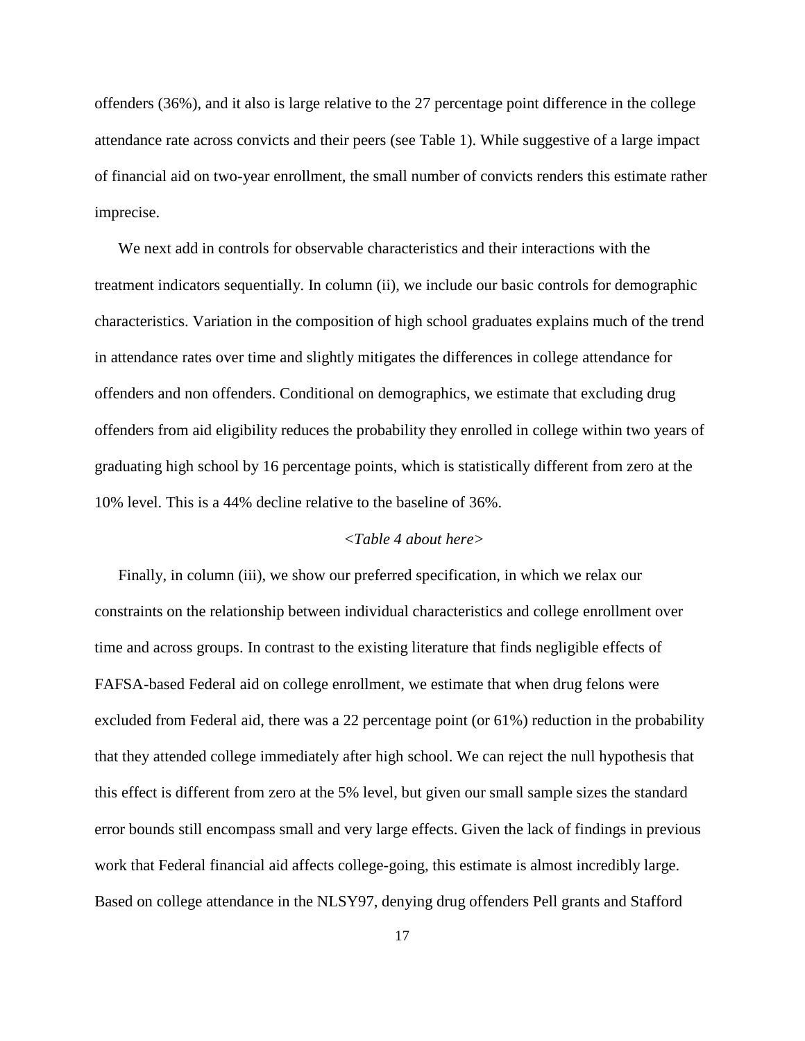offenders (36%), and it also is large relative to the 27 percentage point difference in the college attendance rate across convicts and their peers (see Table 1). While suggestive of a large impact of financial aid on two-year enrollment, the small number of convicts renders this estimate rather imprecise.

We next add in controls for observable characteristics and their interactions with the treatment indicators sequentially. In column (ii), we include our basic controls for demographic characteristics. Variation in the composition of high school graduates explains much of the trend in attendance rates over time and slightly mitigates the differences in college attendance for offenders and non offenders. Conditional on demographics, we estimate that excluding drug offenders from aid eligibility reduces the probability they enrolled in college within two years of graduating high school by 16 percentage points, which is statistically different from zero at the 10% level. This is a 44% decline relative to the baseline of 36%.

*<Table 4 about here>*

Finally, in column (iii), we show our preferred specification, in which we relax our constraints on the relationship between individual characteristics and college enrollment over time and across groups. In contrast to the existing literature that finds negligible effects of FAFSA-based Federal aid on college enrollment, we estimate that when drug felons were excluded from Federal aid, there was a 22 percentage point (or 61%) reduction in the probability that they attended college immediately after high school. We can reject the null hypothesis that this effect is different from zero at the 5% level, but given our small sample sizes the standard error bounds still encompass small and very large effects. Given the lack of findings in previous work that Federal financial aid affects college-going, this estimate is almost incredibly large. Based on college attendance in the NLSY97, denying drug offenders Pell grants and Stafford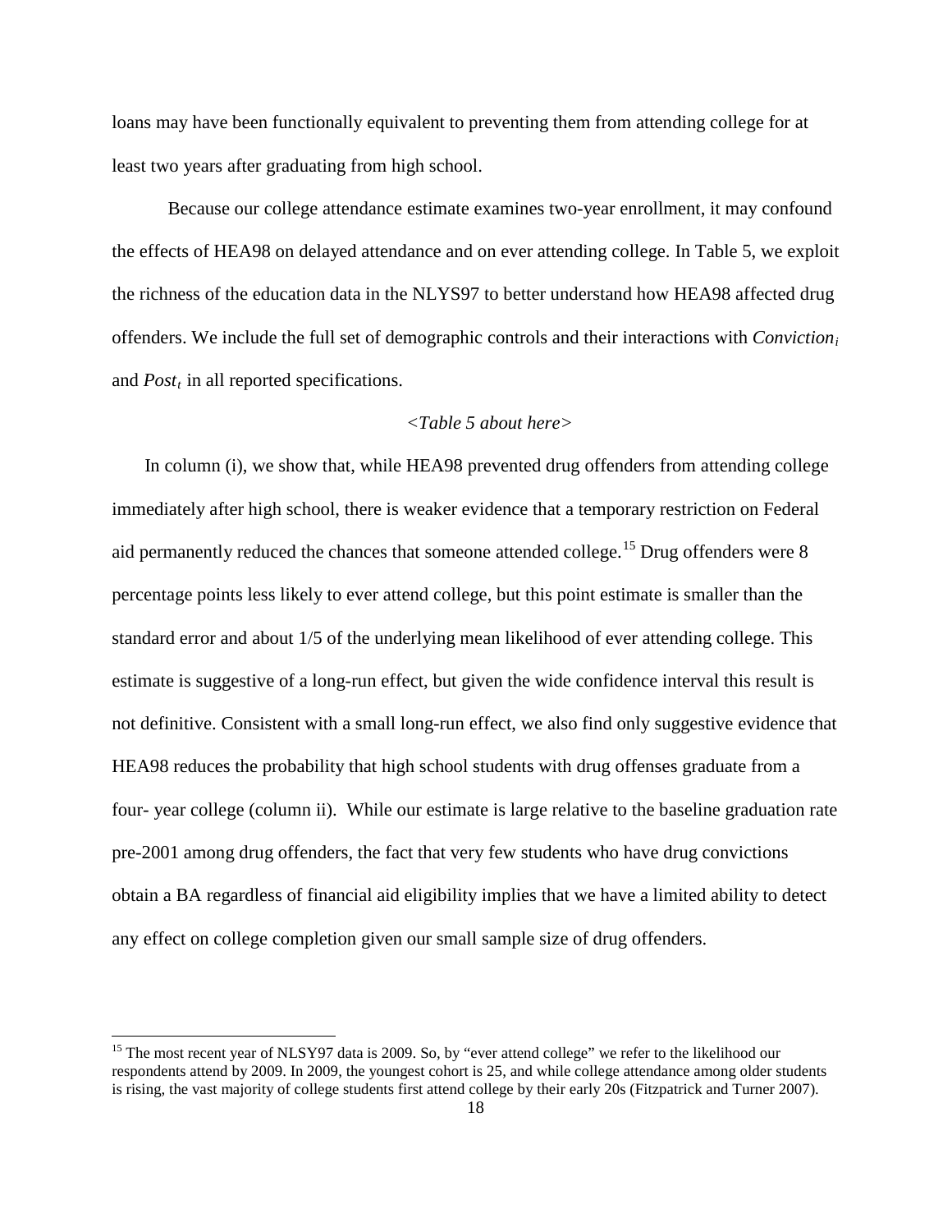loans may have been functionally equivalent to preventing them from attending college for at least two years after graduating from high school.

Because our college attendance estimate examines two-year enrollment, it may confound the effects of HEA98 on delayed attendance and on ever attending college. In Table 5, we exploit the richness of the education data in the NLYS97 to better understand how HEA98 affected drug offenders. We include the full set of demographic controls and their interactions with $Conviction_i$ and $Post_t$ in all reported specifications.

*<Table 5 about here>*

In column (i), we show that, while HEA98 prevented drug offenders from attending college immediately after high school, there is weaker evidence that a temporary restriction on Federal aid permanently reduced the chances that someone attended college.[15] Drug offenders were 8 percentage points less likely to ever attend college, but this point estimate is smaller than the standard error and about 1/5 of the underlying mean likelihood of ever attending college. This estimate is suggestive of a long-run effect, but given the wide confidence interval this result is not definitive. Consistent with a small long-run effect, we also find only suggestive evidence that HEA98 reduces the probability that high school students with drug offenses graduate from a four- year college (column ii). While our estimate is large relative to the baseline graduation rate pre-2001 among drug offenders, the fact that very few students who have drug convictions obtain a BA regardless of financial aid eligibility implies that we have a limited ability to detect any effect on college completion given our small sample size of drug offenders.

---

[15] The most recent year of NLSY97 data is 2009. So, by "ever attend college" we refer to the likelihood our respondents attend by 2009. In 2009, the youngest cohort is 25, and while college attendance among older students is rising, the vast majority of college students first attend college by their early 20s (Fitzpatrick and Turner 2007).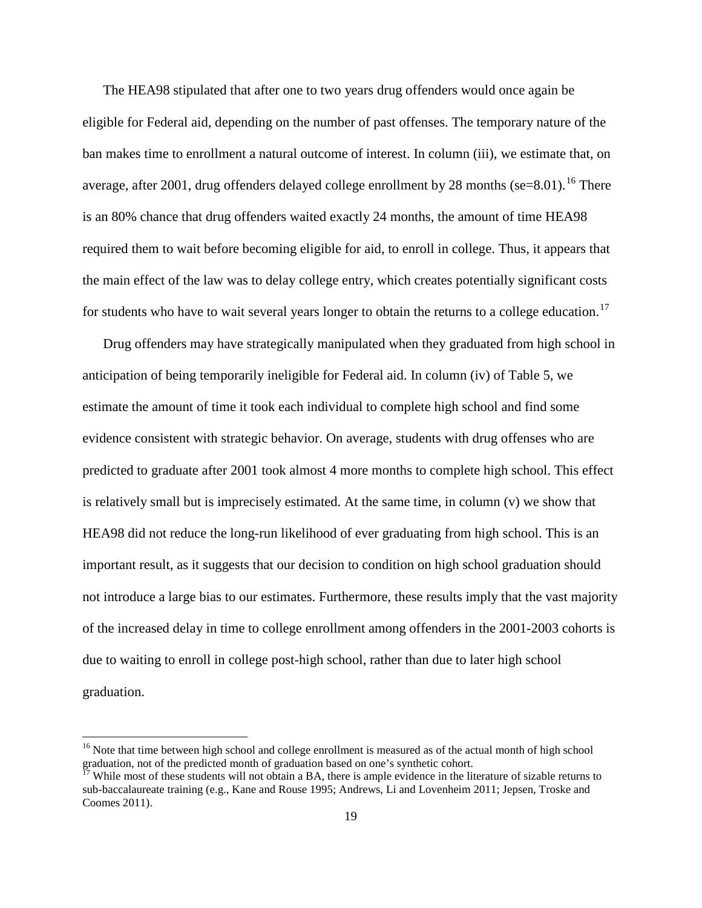The HEA98 stipulated that after one to two years drug offenders would once again be eligible for Federal aid, depending on the number of past offenses. The temporary nature of the ban makes time to enrollment a natural outcome of interest. In column (iii), we estimate that, on average, after 2001, drug offenders delayed college enrollment by 28 months (se=8.01).[16] There is an 80% chance that drug offenders waited exactly 24 months, the amount of time HEA98 required them to wait before becoming eligible for aid, to enroll in college. Thus, it appears that the main effect of the law was to delay college entry, which creates potentially significant costs for students who have to wait several years longer to obtain the returns to a college education.[17]

Drug offenders may have strategically manipulated when they graduated from high school in anticipation of being temporarily ineligible for Federal aid. In column (iv) of Table 5, we estimate the amount of time it took each individual to complete high school and find some evidence consistent with strategic behavior. On average, students with drug offenses who are predicted to graduate after 2001 took almost 4 more months to complete high school. This effect is relatively small but is imprecisely estimated. At the same time, in column (v) we show that HEA98 did not reduce the long-run likelihood of ever graduating from high school. This is an important result, as it suggests that our decision to condition on high school graduation should not introduce a large bias to our estimates. Furthermore, these results imply that the vast majority of the increased delay in time to college enrollment among offenders in the 2001-2003 cohorts is due to waiting to enroll in college post-high school, rather than due to later high school graduation.

---

[16] Note that time between high school and college enrollment is measured as of the actual month of high school graduation, not of the predicted month of graduation based on one's synthetic cohort.

[17] While most of these students will not obtain a BA, there is ample evidence in the literature of sizable returns to sub-baccalaureate training (e.g., Kane and Rouse 1995; Andrews, Li and Lovenheim 2011; Jepsen, Troske and Coomes 2011).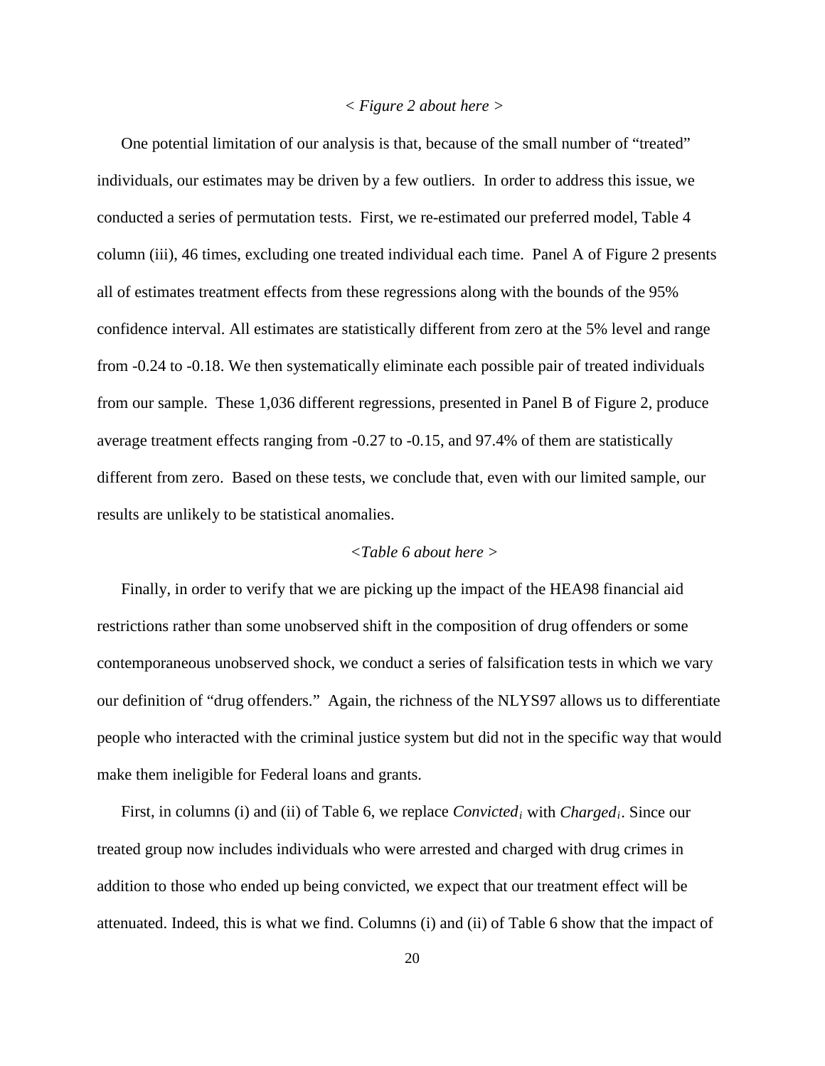< *Figure 2 about here* >

One potential limitation of our analysis is that, because of the small number of "treated" individuals, our estimates may be driven by a few outliers. In order to address this issue, we conducted a series of permutation tests. First, we re-estimated our preferred model, Table 4 column (iii), 46 times, excluding one treated individual each time. Panel A of Figure 2 presents all of estimates treatment effects from these regressions along with the bounds of the 95% confidence interval. All estimates are statistically different from zero at the 5% level and range from -0.24 to -0.18. We then systematically eliminate each possible pair of treated individuals from our sample. These 1,036 different regressions, presented in Panel B of Figure 2, produce average treatment effects ranging from -0.27 to -0.15, and 97.4% of them are statistically different from zero. Based on these tests, we conclude that, even with our limited sample, our results are unlikely to be statistical anomalies.

<*Table 6 about here* >

Finally, in order to verify that we are picking up the impact of the HEA98 financial aid restrictions rather than some unobserved shift in the composition of drug offenders or some contemporaneous unobserved shock, we conduct a series of falsification tests in which we vary our definition of "drug offenders." Again, the richness of the NLYS97 allows us to differentiate people who interacted with the criminal justice system but did not in the specific way that would make them ineligible for Federal loans and grants.

First, in columns (i) and (ii) of Table 6, we replace $Convicted_i$ with $Charged_i$. Since our treated group now includes individuals who were arrested and charged with drug crimes in addition to those who ended up being convicted, we expect that our treatment effect will be attenuated. Indeed, this is what we find. Columns (i) and (ii) of Table 6 show that the impact of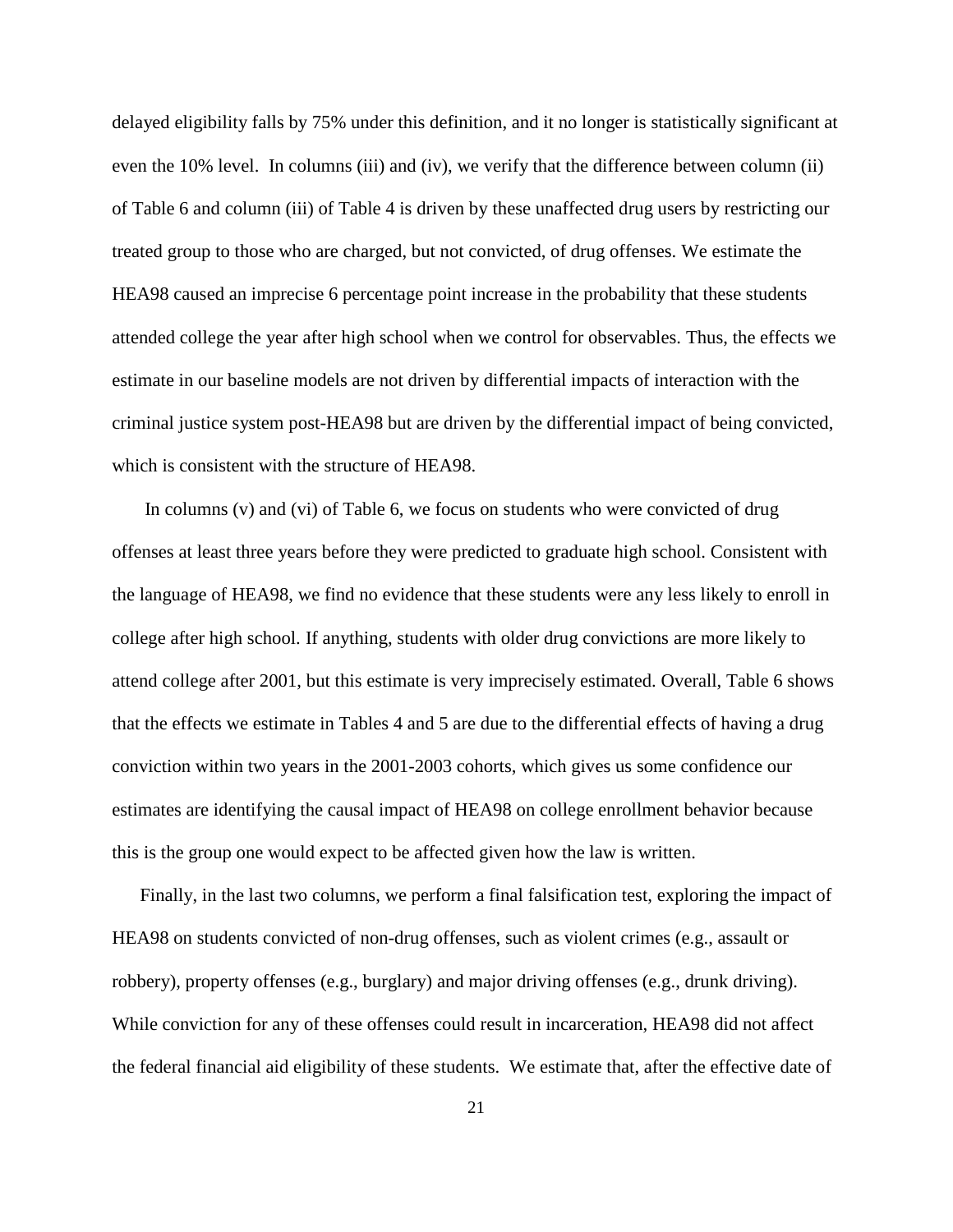delayed eligibility falls by 75% under this definition, and it no longer is statistically significant at even the 10% level. In columns (iii) and (iv), we verify that the difference between column (ii) of Table 6 and column (iii) of Table 4 is driven by these unaffected drug users by restricting our treated group to those who are charged, but not convicted, of drug offenses. We estimate the HEA98 caused an imprecise 6 percentage point increase in the probability that these students attended college the year after high school when we control for observables. Thus, the effects we estimate in our baseline models are not driven by differential impacts of interaction with the criminal justice system post-HEA98 but are driven by the differential impact of being convicted, which is consistent with the structure of HEA98.

In columns (v) and (vi) of Table 6, we focus on students who were convicted of drug offenses at least three years before they were predicted to graduate high school. Consistent with the language of HEA98, we find no evidence that these students were any less likely to enroll in college after high school. If anything, students with older drug convictions are more likely to attend college after 2001, but this estimate is very imprecisely estimated. Overall, Table 6 shows that the effects we estimate in Tables 4 and 5 are due to the differential effects of having a drug conviction within two years in the 2001-2003 cohorts, which gives us some confidence our estimates are identifying the causal impact of HEA98 on college enrollment behavior because this is the group one would expect to be affected given how the law is written.

Finally, in the last two columns, we perform a final falsification test, exploring the impact of HEA98 on students convicted of non-drug offenses, such as violent crimes (e.g., assault or robbery), property offenses (e.g., burglary) and major driving offenses (e.g., drunk driving). While conviction for any of these offenses could result in incarceration, HEA98 did not affect the federal financial aid eligibility of these students. We estimate that, after the effective date of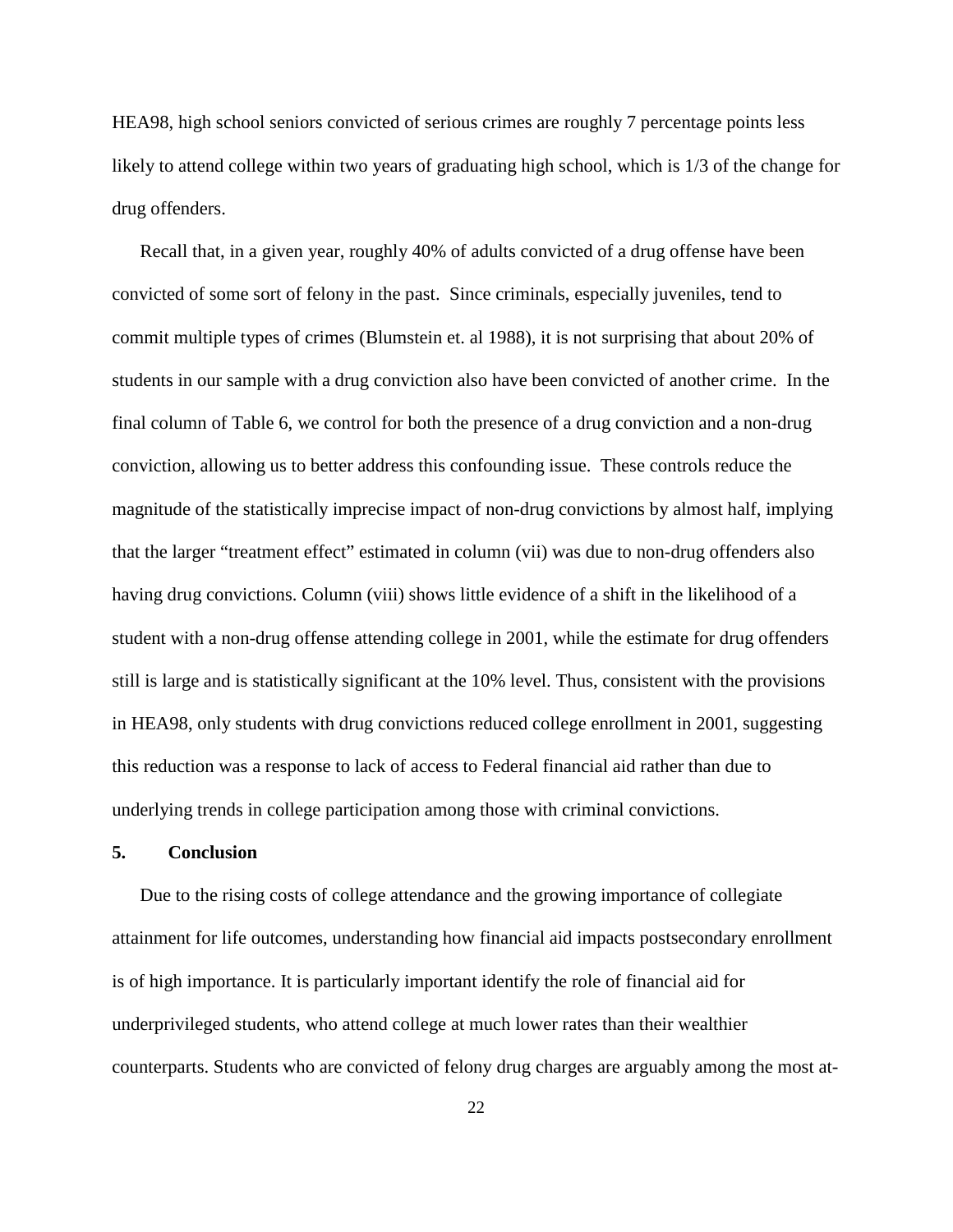HEA98, high school seniors convicted of serious crimes are roughly 7 percentage points less likely to attend college within two years of graduating high school, which is 1/3 of the change for drug offenders.

Recall that, in a given year, roughly 40% of adults convicted of a drug offense have been convicted of some sort of felony in the past. Since criminals, especially juveniles, tend to commit multiple types of crimes (Blumstein et. al 1988), it is not surprising that about 20% of students in our sample with a drug conviction also have been convicted of another crime. In the final column of Table 6, we control for both the presence of a drug conviction and a non-drug conviction, allowing us to better address this confounding issue. These controls reduce the magnitude of the statistically imprecise impact of non-drug convictions by almost half, implying that the larger "treatment effect" estimated in column (vii) was due to non-drug offenders also having drug convictions. Column (viii) shows little evidence of a shift in the likelihood of a student with a non-drug offense attending college in 2001, while the estimate for drug offenders still is large and is statistically significant at the 10% level. Thus, consistent with the provisions in HEA98, only students with drug convictions reduced college enrollment in 2001, suggesting this reduction was a response to lack of access to Federal financial aid rather than due to underlying trends in college participation among those with criminal convictions.

## 5. Conclusion

Due to the rising costs of college attendance and the growing importance of collegiate attainment for life outcomes, understanding how financial aid impacts postsecondary enrollment is of high importance. It is particularly important identify the role of financial aid for underprivileged students, who attend college at much lower rates than their wealthier counterparts. Students who are convicted of felony drug charges are arguably among the most at-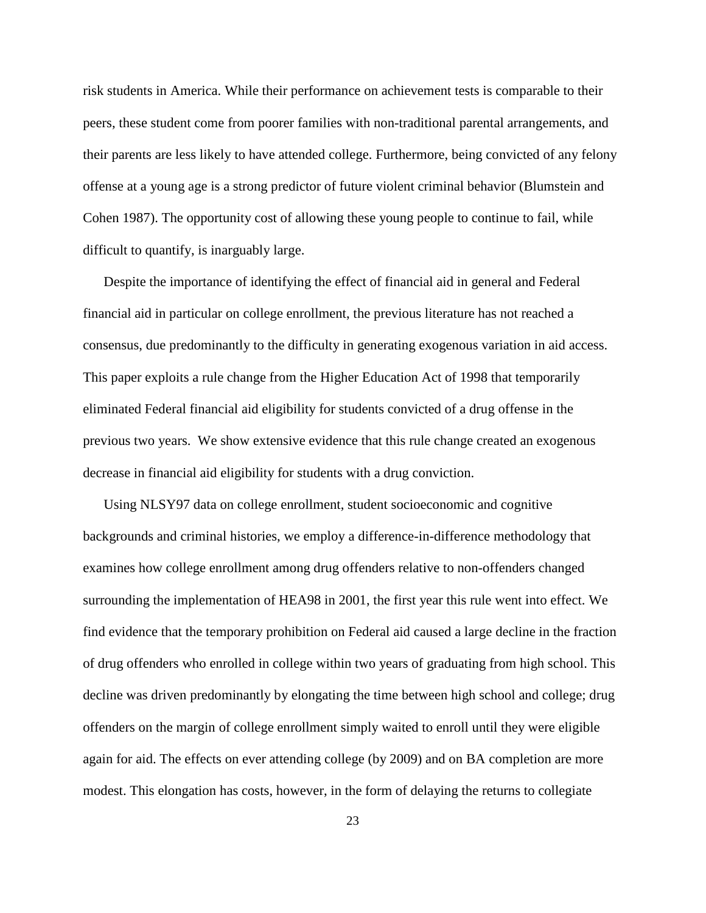risk students in America. While their performance on achievement tests is comparable to their peers, these student come from poorer families with non-traditional parental arrangements, and their parents are less likely to have attended college. Furthermore, being convicted of any felony offense at a young age is a strong predictor of future violent criminal behavior (Blumstein and Cohen 1987). The opportunity cost of allowing these young people to continue to fail, while difficult to quantify, is inarguably large.

Despite the importance of identifying the effect of financial aid in general and Federal financial aid in particular on college enrollment, the previous literature has not reached a consensus, due predominantly to the difficulty in generating exogenous variation in aid access. This paper exploits a rule change from the Higher Education Act of 1998 that temporarily eliminated Federal financial aid eligibility for students convicted of a drug offense in the previous two years. We show extensive evidence that this rule change created an exogenous decrease in financial aid eligibility for students with a drug conviction.

Using NLSY97 data on college enrollment, student socioeconomic and cognitive backgrounds and criminal histories, we employ a difference-in-difference methodology that examines how college enrollment among drug offenders relative to non-offenders changed surrounding the implementation of HEA98 in 2001, the first year this rule went into effect. We find evidence that the temporary prohibition on Federal aid caused a large decline in the fraction of drug offenders who enrolled in college within two years of graduating from high school. This decline was driven predominantly by elongating the time between high school and college; drug offenders on the margin of college enrollment simply waited to enroll until they were eligible again for aid. The effects on ever attending college (by 2009) and on BA completion are more modest. This elongation has costs, however, in the form of delaying the returns to collegiate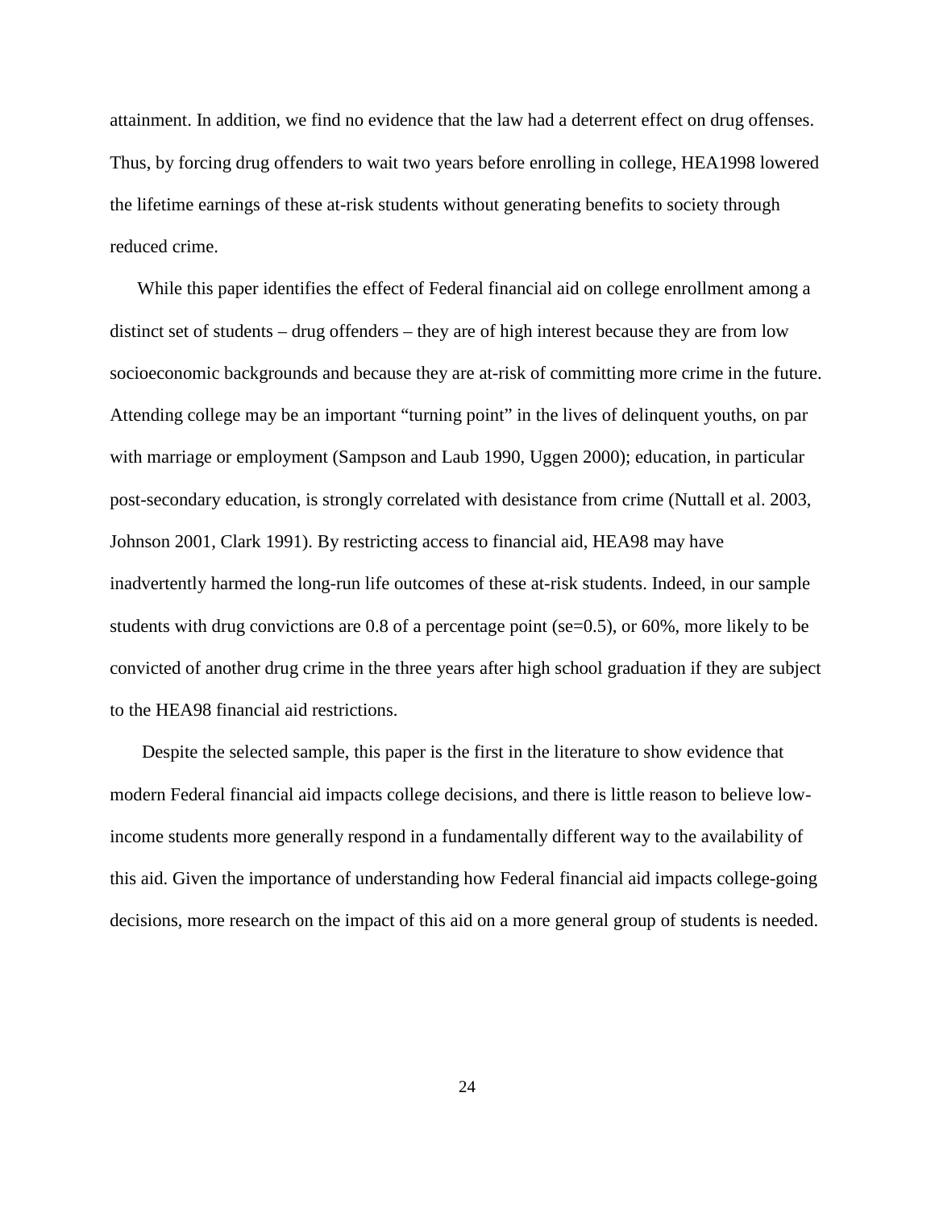attainment. In addition, we find no evidence that the law had a deterrent effect on drug offenses. Thus, by forcing drug offenders to wait two years before enrolling in college, HEA1998 lowered the lifetime earnings of these at-risk students without generating benefits to society through reduced crime.

While this paper identifies the effect of Federal financial aid on college enrollment among a distinct set of students – drug offenders – they are of high interest because they are from low socioeconomic backgrounds and because they are at-risk of committing more crime in the future. Attending college may be an important "turning point" in the lives of delinquent youths, on par with marriage or employment (Sampson and Laub 1990, Uggen 2000); education, in particular post-secondary education, is strongly correlated with desistance from crime (Nuttall et al. 2003, Johnson 2001, Clark 1991). By restricting access to financial aid, HEA98 may have inadvertently harmed the long-run life outcomes of these at-risk students. Indeed, in our sample students with drug convictions are 0.8 of a percentage point (se=0.5), or 60%, more likely to be convicted of another drug crime in the three years after high school graduation if they are subject to the HEA98 financial aid restrictions.

Despite the selected sample, this paper is the first in the literature to show evidence that modern Federal financial aid impacts college decisions, and there is little reason to believe low-income students more generally respond in a fundamentally different way to the availability of this aid. Given the importance of understanding how Federal financial aid impacts college-going decisions, more research on the impact of this aid on a more general group of students is needed.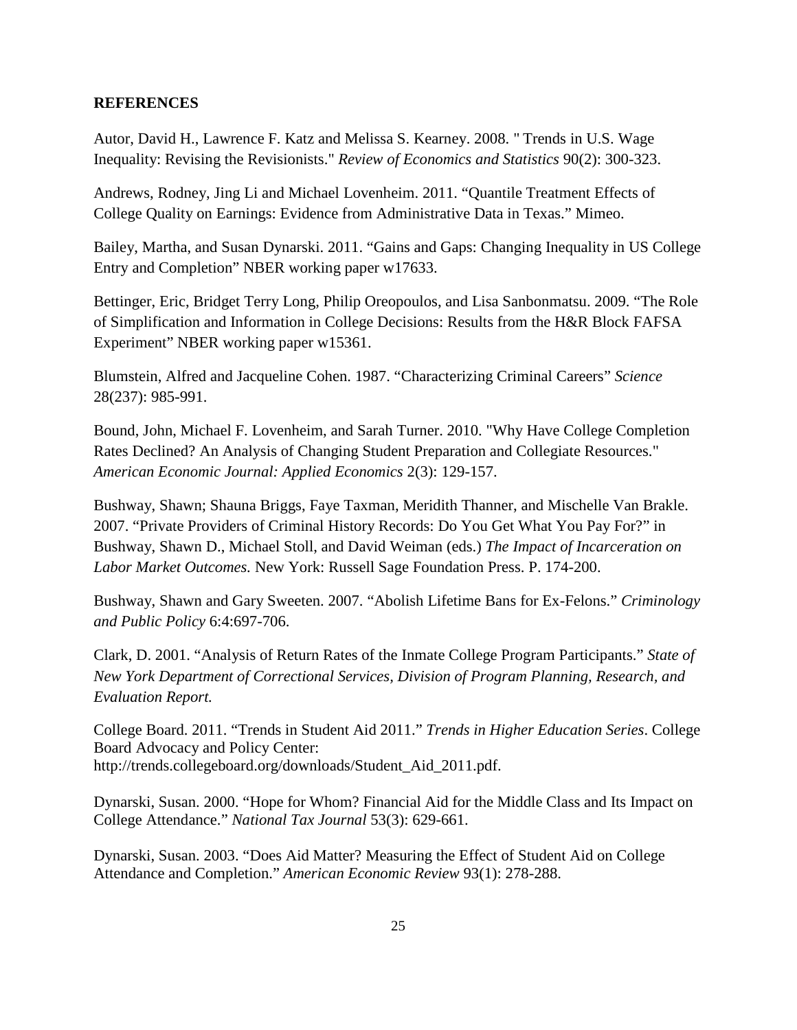## REFERENCES

Autor, David H., Lawrence F. Katz and Melissa S. Kearney. 2008. " Trends in U.S. Wage Inequality: Revising the Revisionists." *Review of Economics and Statistics* 90(2): 300-323.

Andrews, Rodney, Jing Li and Michael Lovenheim. 2011. "Quantile Treatment Effects of College Quality on Earnings: Evidence from Administrative Data in Texas." Mimeo.

Bailey, Martha, and Susan Dynarski. 2011. "Gains and Gaps: Changing Inequality in US College Entry and Completion" NBER working paper w17633.

Bettinger, Eric, Bridget Terry Long, Philip Oreopoulos, and Lisa Sanbonmatsu. 2009. "The Role of Simplification and Information in College Decisions: Results from the H&R Block FAFSA Experiment" NBER working paper w15361.

Blumstein, Alfred and Jacqueline Cohen. 1987. "Characterizing Criminal Careers" *Science* 28(237): 985-991.

Bound, John, Michael F. Lovenheim, and Sarah Turner. 2010. "Why Have College Completion Rates Declined? An Analysis of Changing Student Preparation and Collegiate Resources." *American Economic Journal: Applied Economics* 2(3): 129-157.

Bushway, Shawn; Shauna Briggs, Faye Taxman, Meridith Thanner, and Mischelle Van Brakle. 2007. "Private Providers of Criminal History Records: Do You Get What You Pay For?" in Bushway, Shawn D., Michael Stoll, and David Weiman (eds.) *The Impact of Incarceration on Labor Market Outcomes.* New York: Russell Sage Foundation Press. P. 174-200.

Bushway, Shawn and Gary Sweeten. 2007. "Abolish Lifetime Bans for Ex-Felons." *Criminology and Public Policy* 6:4:697-706.

Clark, D. 2001. "Analysis of Return Rates of the Inmate College Program Participants." *State of New York Department of Correctional Services, Division of Program Planning, Research, and Evaluation Report.*

College Board. 2011. "Trends in Student Aid 2011." *Trends in Higher Education Series*. College Board Advocacy and Policy Center: http://trends.collegeboard.org/downloads/Student_Aid_2011.pdf.

Dynarski, Susan. 2000. "Hope for Whom? Financial Aid for the Middle Class and Its Impact on College Attendance." *National Tax Journal* 53(3): 629-661.

Dynarski, Susan. 2003. "Does Aid Matter? Measuring the Effect of Student Aid on College Attendance and Completion." *American Economic Review* 93(1): 278-288.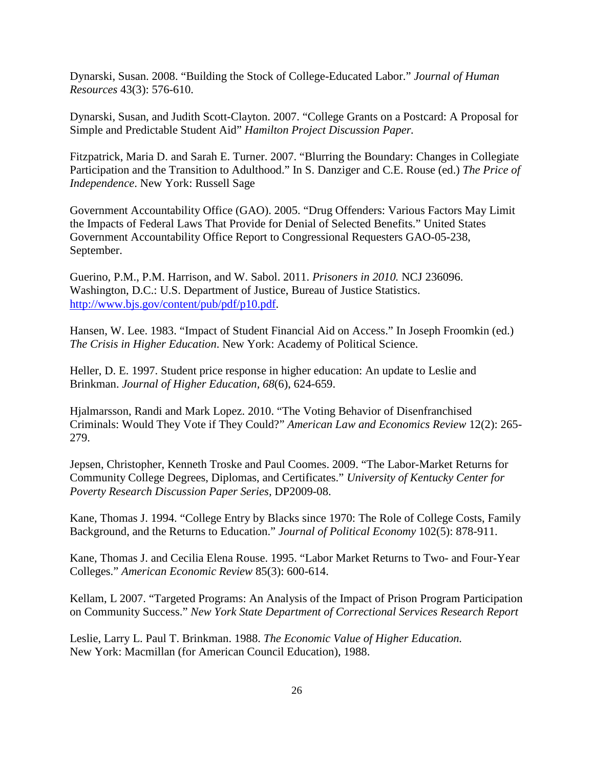Dynarski, Susan. 2008. "Building the Stock of College-Educated Labor." *Journal of Human Resources* 43(3): 576-610.

Dynarski, Susan, and Judith Scott-Clayton. 2007. "College Grants on a Postcard: A Proposal for Simple and Predictable Student Aid" *Hamilton Project Discussion Paper.*

Fitzpatrick, Maria D. and Sarah E. Turner. 2007. "Blurring the Boundary: Changes in Collegiate Participation and the Transition to Adulthood." In S. Danziger and C.E. Rouse (ed.) *The Price of Independence*. New York: Russell Sage

Government Accountability Office (GAO). 2005. "Drug Offenders: Various Factors May Limit the Impacts of Federal Laws That Provide for Denial of Selected Benefits." United States Government Accountability Office Report to Congressional Requesters GAO-05-238, September.

Guerino, P.M., P.M. Harrison, and W. Sabol. 2011. *Prisoners in 2010.* NCJ 236096. Washington, D.C.: U.S. Department of Justice, Bureau of Justice Statistics. http://www.bjs.gov/content/pub/pdf/p10.pdf.

Hansen, W. Lee. 1983. "Impact of Student Financial Aid on Access." In Joseph Froomkin (ed.) *The Crisis in Higher Education*. New York: Academy of Political Science.

Heller, D. E. 1997. Student price response in higher education: An update to Leslie and Brinkman. *Journal of Higher Education, 68*(6), 624-659.

Hjalmarsson, Randi and Mark Lopez. 2010. "The Voting Behavior of Disenfranchised Criminals: Would They Vote if They Could?" *American Law and Economics Review* 12(2): 265-279.

Jepsen, Christopher, Kenneth Troske and Paul Coomes. 2009. "The Labor-Market Returns for Community College Degrees, Diplomas, and Certificates." *University of Kentucky Center for Poverty Research Discussion Paper Series,* DP2009-08.

Kane, Thomas J. 1994. "College Entry by Blacks since 1970: The Role of College Costs, Family Background, and the Returns to Education." *Journal of Political Economy* 102(5): 878-911.

Kane, Thomas J. and Cecilia Elena Rouse. 1995. "Labor Market Returns to Two- and Four-Year Colleges." *American Economic Review* 85(3): 600-614.

Kellam, L 2007. "Targeted Programs: An Analysis of the Impact of Prison Program Participation on Community Success." *New York State Department of Correctional Services Research Report*

Leslie, Larry L. Paul T. Brinkman. 1988. *The Economic Value of Higher Education.* New York: Macmillan (for American Council Education), 1988.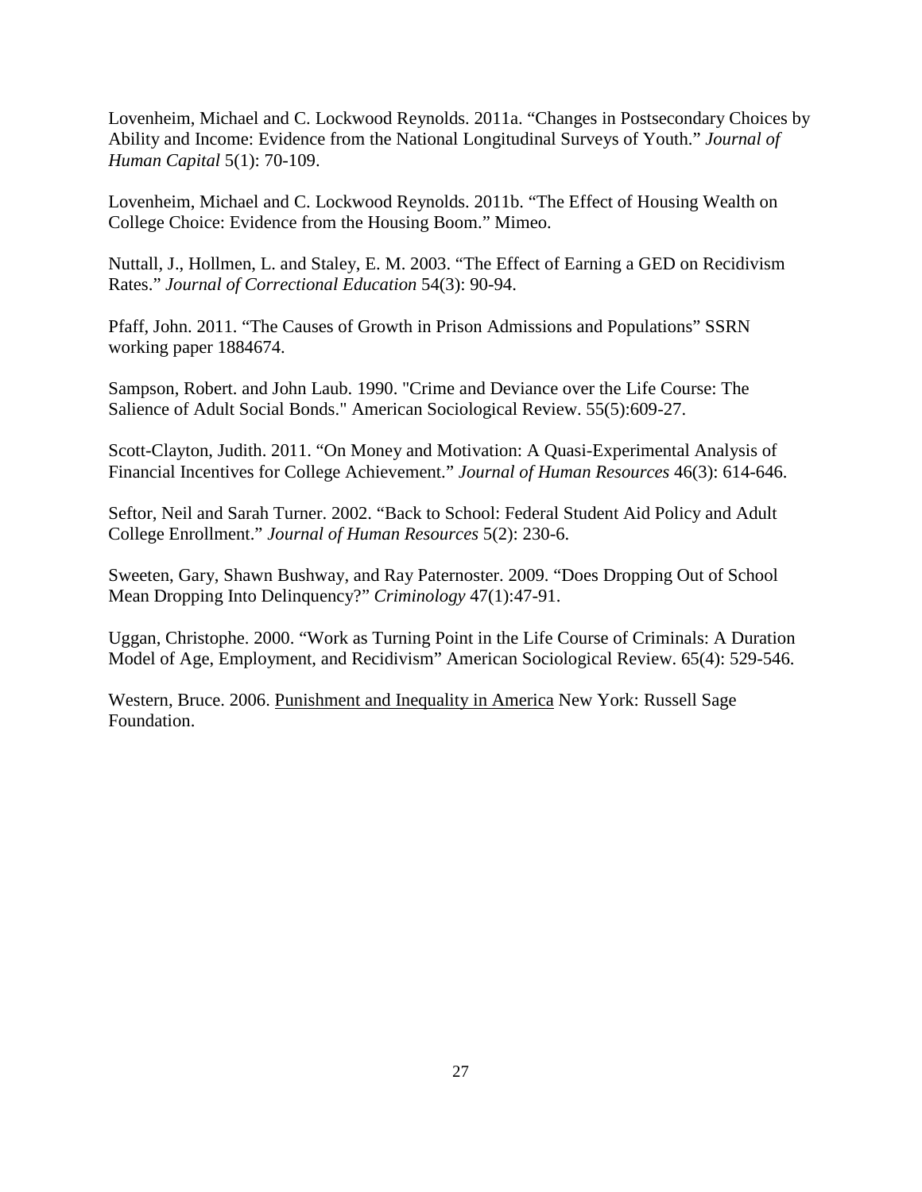Lovenheim, Michael and C. Lockwood Reynolds. 2011a. "Changes in Postsecondary Choices by Ability and Income: Evidence from the National Longitudinal Surveys of Youth." *Journal of Human Capital* 5(1): 70-109.

Lovenheim, Michael and C. Lockwood Reynolds. 2011b. "The Effect of Housing Wealth on College Choice: Evidence from the Housing Boom." Mimeo.

Nuttall, J., Hollmen, L. and Staley, E. M. 2003. "The Effect of Earning a GED on Recidivism Rates." *Journal of Correctional Education* 54(3): 90-94.

Pfaff, John. 2011. "The Causes of Growth in Prison Admissions and Populations" SSRN working paper 1884674.

Sampson, Robert. and John Laub. 1990. "Crime and Deviance over the Life Course: The Salience of Adult Social Bonds." American Sociological Review. 55(5):609-27.

Scott-Clayton, Judith. 2011. "On Money and Motivation: A Quasi-Experimental Analysis of Financial Incentives for College Achievement." *Journal of Human Resources* 46(3): 614-646.

Seftor, Neil and Sarah Turner. 2002. "Back to School: Federal Student Aid Policy and Adult College Enrollment." *Journal of Human Resources* 5(2): 230-6.

Sweeten, Gary, Shawn Bushway, and Ray Paternoster. 2009. "Does Dropping Out of School Mean Dropping Into Delinquency?" *Criminology* 47(1):47-91.

Uggan, Christophe. 2000. "Work as Turning Point in the Life Course of Criminals: A Duration Model of Age, Employment, and Recidivism" American Sociological Review. 65(4): 529-546.

Western, Bruce. 2006. Punishment and Inequality in America New York: Russell Sage Foundation.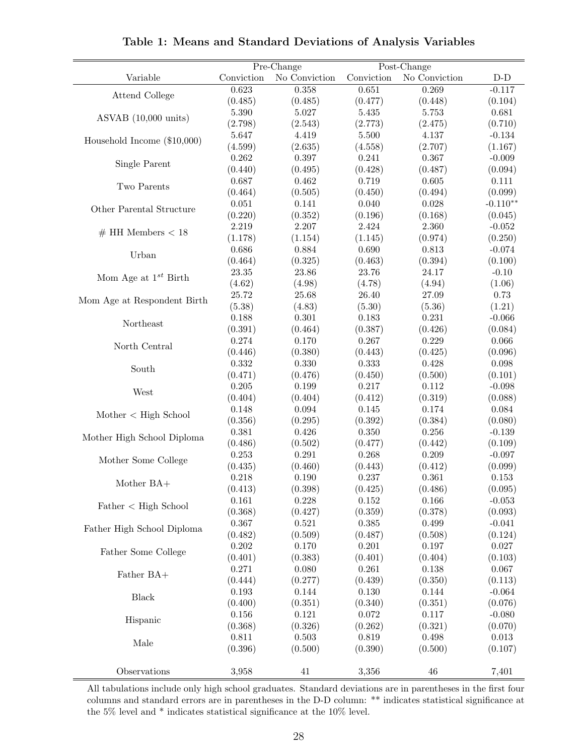**Table 1: Means and Standard Deviations of Analysis Variables**

| Variable | Pre-Change | | Post-Change | | |
|---|---|---|---|---|---|
| | Conviction | No Conviction | Conviction | No Conviction | D-D |
| Attend College | 0.623 | 0.358 | 0.651 | 0.269 | -0.117 |
| | (0.485) | (0.485) | (0.477) | (0.448) | (0.104) |
| ASVAB (10,000 units) | 5.390 | 5.027 | 5.435 | 5.753 | 0.681 |
| | (2.798) | (2.543) | (2.773) | (2.475) | (0.710) |
| Household Income ($10,000) | 5.647 | 4.419 | 5.500 | 4.137 | -0.134 |
| | (4.599) | (2.635) | (4.558) | (2.707) | (1.167) |
| Single Parent | 0.262 | 0.397 | 0.241 | 0.367 | -0.009 |
| | (0.440) | (0.495) | (0.428) | (0.487) | (0.094) |
| Two Parents | 0.687 | 0.462 | 0.719 | 0.605 | 0.111 |
| | (0.464) | (0.505) | (0.450) | (0.494) | (0.099) |
| Other Parental Structure | 0.051 | 0.141 | 0.040 | 0.028 | -0.110** |
| | (0.220) | (0.352) | (0.196) | (0.168) | (0.045) |
| # HH Members < 18 | 2.219 | 2.207 | 2.424 | 2.360 | -0.052 |
| | (1.178) | (1.154) | (1.145) | (0.974) | (0.250) |
| Urban | 0.686 | 0.884 | 0.690 | 0.813 | -0.074 |
| | (0.464) | (0.325) | (0.463) | (0.394) | (0.100) |
| Mom Age at 1$^{st}$ Birth | 23.35 | 23.86 | 23.76 | 24.17 | -0.10 |
| | (4.62) | (4.98) | (4.78) | (4.94) | (1.06) |
| Mom Age at Respondent Birth | 25.72 | 25.68 | 26.40 | 27.09 | 0.73 |
| | (5.38) | (4.83) | (5.30) | (5.36) | (1.21) |
| Northeast | 0.188 | 0.301 | 0.183 | 0.231 | -0.066 |
| | (0.391) | (0.464) | (0.387) | (0.426) | (0.084) |
| North Central | 0.274 | 0.170 | 0.267 | 0.229 | 0.066 |
| | (0.446) | (0.380) | (0.443) | (0.425) | (0.096) |
| South | 0.332 | 0.330 | 0.333 | 0.428 | 0.098 |
| | (0.471) | (0.476) | (0.450) | (0.500) | (0.101) |
| West | 0.205 | 0.199 | 0.217 | 0.112 | -0.098 |
| | (0.404) | (0.404) | (0.412) | (0.319) | (0.088) |
| Mother < High School | 0.148 | 0.094 | 0.145 | 0.174 | 0.084 |
| | (0.356) | (0.295) | (0.392) | (0.384) | (0.080) |
| Mother High School Diploma | 0.381 | 0.426 | 0.350 | 0.256 | -0.139 |
| | (0.486) | (0.502) | (0.477) | (0.442) | (0.109) |
| Mother Some College | 0.253 | 0.291 | 0.268 | 0.209 | -0.097 |
| | (0.435) | (0.460) | (0.443) | (0.412) | (0.099) |
| Mother BA+ | 0.218 | 0.190 | 0.237 | 0.361 | 0.153 |
| | (0.413) | (0.398) | (0.425) | (0.486) | (0.095) |
| Father < High School | 0.161 | 0.228 | 0.152 | 0.166 | -0.053 |
| | (0.368) | (0.427) | (0.359) | (0.378) | (0.093) |
| Father High School Diploma | 0.367 | 0.521 | 0.385 | 0.499 | -0.041 |
| | (0.482) | (0.509) | (0.487) | (0.508) | (0.124) |
| Father Some College | 0.202 | 0.170 | 0.201 | 0.197 | 0.027 |
| | (0.401) | (0.383) | (0.401) | (0.404) | (0.103) |
| Father BA+ | 0.271 | 0.080 | 0.261 | 0.138 | 0.067 |
| | (0.444) | (0.277) | (0.439) | (0.350) | (0.113) |
| Black | 0.193 | 0.144 | 0.130 | 0.144 | -0.064 |
| | (0.400) | (0.351) | (0.340) | (0.351) | (0.076) |
| Hispanic | 0.156 | 0.121 | 0.072 | 0.117 | -0.080 |
| | (0.368) | (0.326) | (0.262) | (0.321) | (0.070) |
| Male | 0.811 | 0.503 | 0.819 | 0.498 | 0.013 |
| | (0.396) | (0.500) | (0.390) | (0.500) | (0.107) |
| Observations | 3,958 | 41 | 3,356 | 46 | 7,401 |

All tabulations include only high school graduates. Standard deviations are in parentheses in the first four columns and standard errors are in parentheses in the D-D column: ** indicates statistical significance at the 5% level and * indicates statistical significance at the 10% level.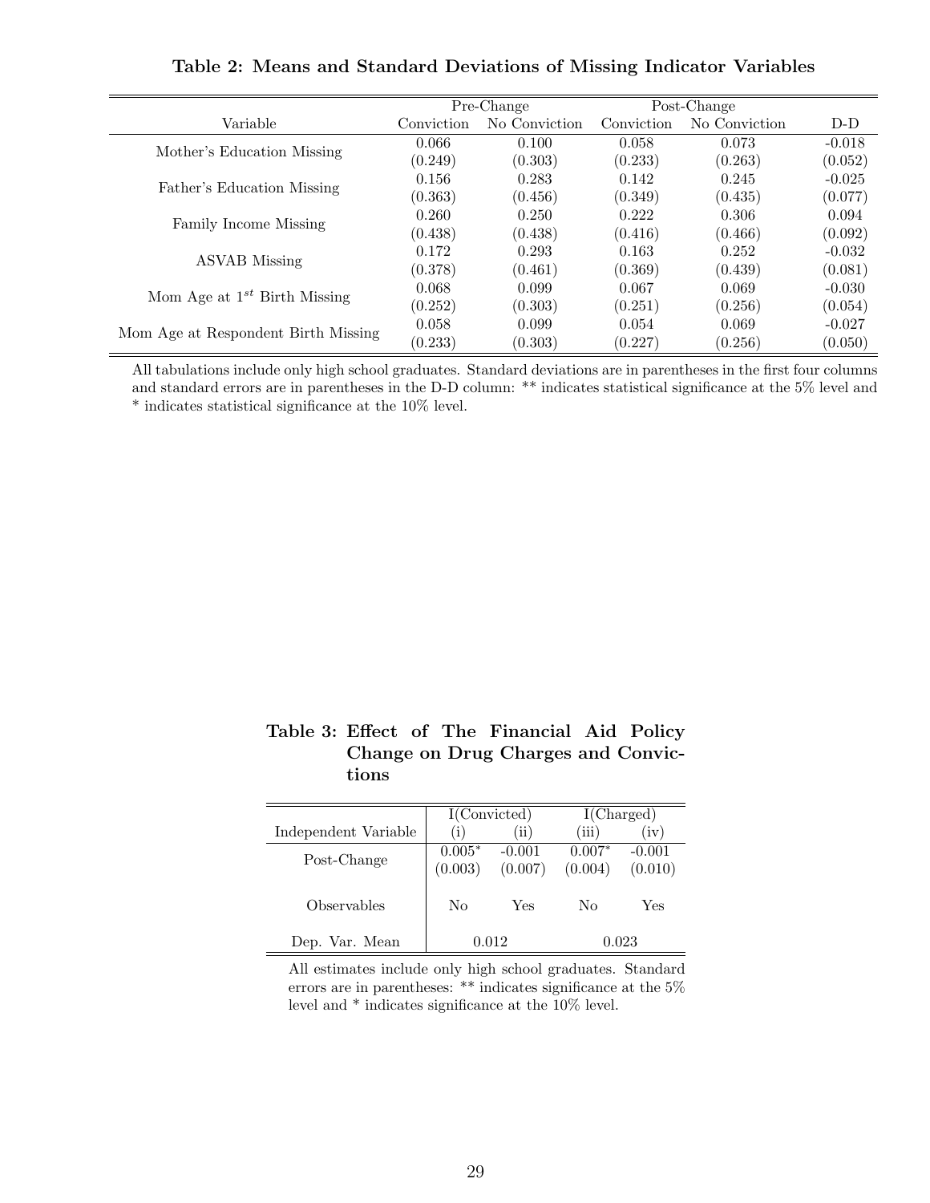**Table 2: Means and Standard Deviations of Missing Indicator Variables**

| Variable | Pre-Change | | Post-Change | | |
|---|---|---|---|---|---|
| | Conviction | No Conviction | Conviction | No Conviction | D-D |
| Mother's Education Missing | 0.066 | 0.100 | 0.058 | 0.073 | -0.018 |
| | (0.249) | (0.303) | (0.233) | (0.263) | (0.052) |
| Father's Education Missing | 0.156 | 0.283 | 0.142 | 0.245 | -0.025 |
| | (0.363) | (0.456) | (0.349) | (0.435) | (0.077) |
| Family Income Missing | 0.260 | 0.250 | 0.222 | 0.306 | 0.094 |
| | (0.438) | (0.438) | (0.416) | (0.466) | (0.092) |
| ASVAB Missing | 0.172 | 0.293 | 0.163 | 0.252 | -0.032 |
| | (0.378) | (0.461) | (0.369) | (0.439) | (0.081) |
| Mom Age at $1^{st}$ Birth Missing | 0.068 | 0.099 | 0.067 | 0.069 | -0.030 |
| | (0.252) | (0.303) | (0.251) | (0.256) | (0.054) |
| Mom Age at Respondent Birth Missing | 0.058 | 0.099 | 0.054 | 0.069 | -0.027 |
| | (0.233) | (0.303) | (0.227) | (0.256) | (0.050) |

All tabulations include only high school graduates. Standard deviations are in parentheses in the first four columns and standard errors are in parentheses in the D-D column: ** indicates statistical significance at the 5% level and * indicates statistical significance at the 10% level.

**Table 3: Effect of The Financial Aid Policy Change on Drug Charges and Convictions**

| Independent Variable | I(Convicted) | | I(Charged) | |
|---|---|---|---|---|
| | (i) | (ii) | (iii) | (iv) |
| Post-Change | 0.005* | -0.001 | 0.007* | -0.001 |
| | (0.003) | (0.007) | (0.004) | (0.010) |
| Observables | No | Yes | No | Yes |
| Dep. Var. Mean | 0.012 | | 0.023 | |

All estimates include only high school graduates. Standard errors are in parentheses: ** indicates significance at the 5% level and * indicates significance at the 10% level.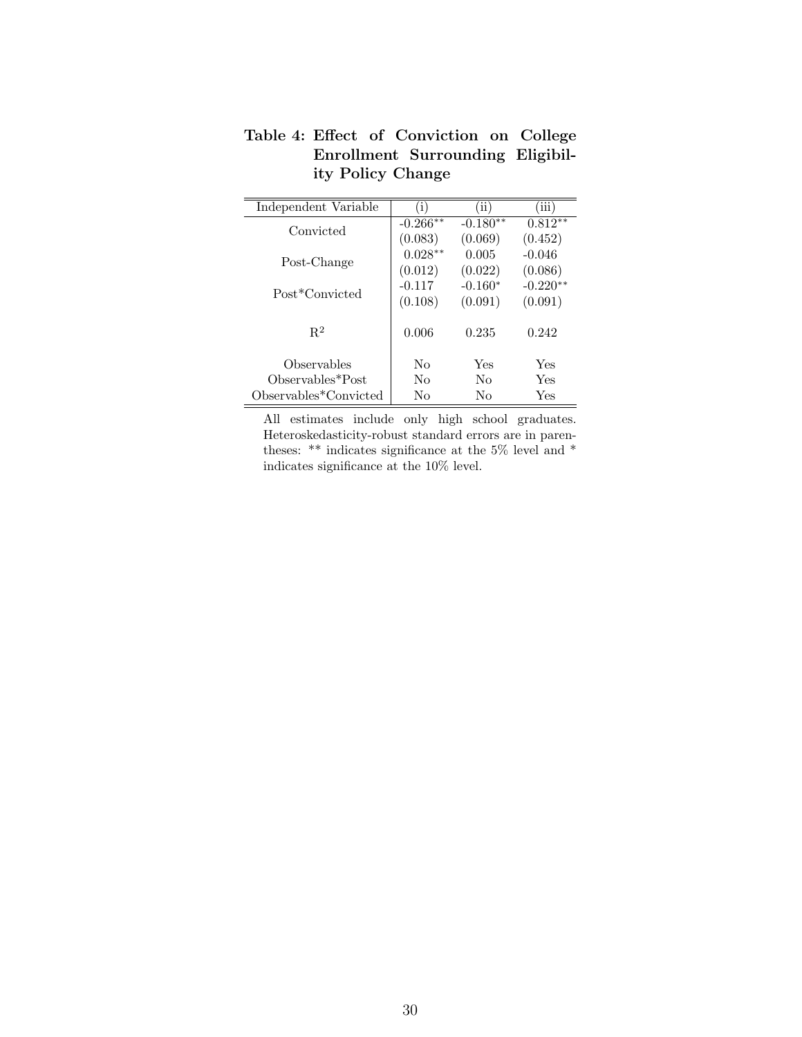**Table 4: Effect of Conviction on College Enrollment Surrounding Eligibility Policy Change**

| Independent Variable | (i) | (ii) | (iii) |
|---|---|---|---|
| Convicted | -0.266** | -0.180** | 0.812** |
| | (0.083) | (0.069) | (0.452) |
| Post-Change | 0.028** | 0.005 | -0.046 |
| | (0.012) | (0.022) | (0.086) |
| Post*Convicted | -0.117 | -0.160* | -0.220** |
| | (0.108) | (0.091) | (0.091) |
| $R^2$ | 0.006 | 0.235 | 0.242 |
| Observables | No | Yes | Yes |
| Observables*Post | No | No | Yes |
| Observables*Convicted | No | No | Yes |

All estimates include only high school graduates. Heteroskedasticity-robust standard errors are in parentheses: ** indicates significance at the 5% level and * indicates significance at the 10% level.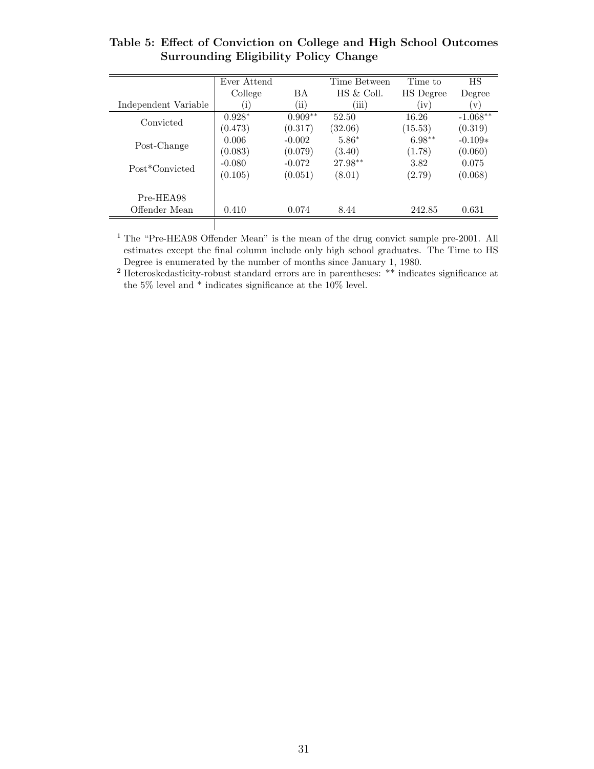**Table 5: Effect of Conviction on College and High School Outcomes Surrounding Eligibility Policy Change**

| Independent Variable | Ever Attend College (i) | BA (ii) | Time Between HS & Coll. (iii) | Time to HS Degree (iv) | HS Degree (v) |
|---|---|---|---|---|---|
| Convicted | 0.928* | 0.909** | 52.50 | 16.26 | -1.068** |
| | (0.473) | (0.317) | (32.06) | (15.53) | (0.319) |
| Post-Change | 0.006 | -0.002 | 5.86* | 6.98** | -0.109* |
| | (0.083) | (0.079) | (3.40) | (1.78) | (0.060) |
| Post*Convicted | -0.080 | -0.072 | 27.98** | 3.82 | 0.075 |
| | (0.105) | (0.051) | (8.01) | (2.79) | (0.068) |
| Pre-HEA98 Offender Mean | 0.410 | 0.074 | 8.44 | 242.85 | 0.631 |

[1] The "Pre-HEA98 Offender Mean" is the mean of the drug convict sample pre-2001. All estimates except the final column include only high school graduates. The Time to HS Degree is enumerated by the number of months since January 1, 1980.

[2] Heteroskedasticity-robust standard errors are in parentheses: ** indicates significance at the 5% level and * indicates significance at the 10% level.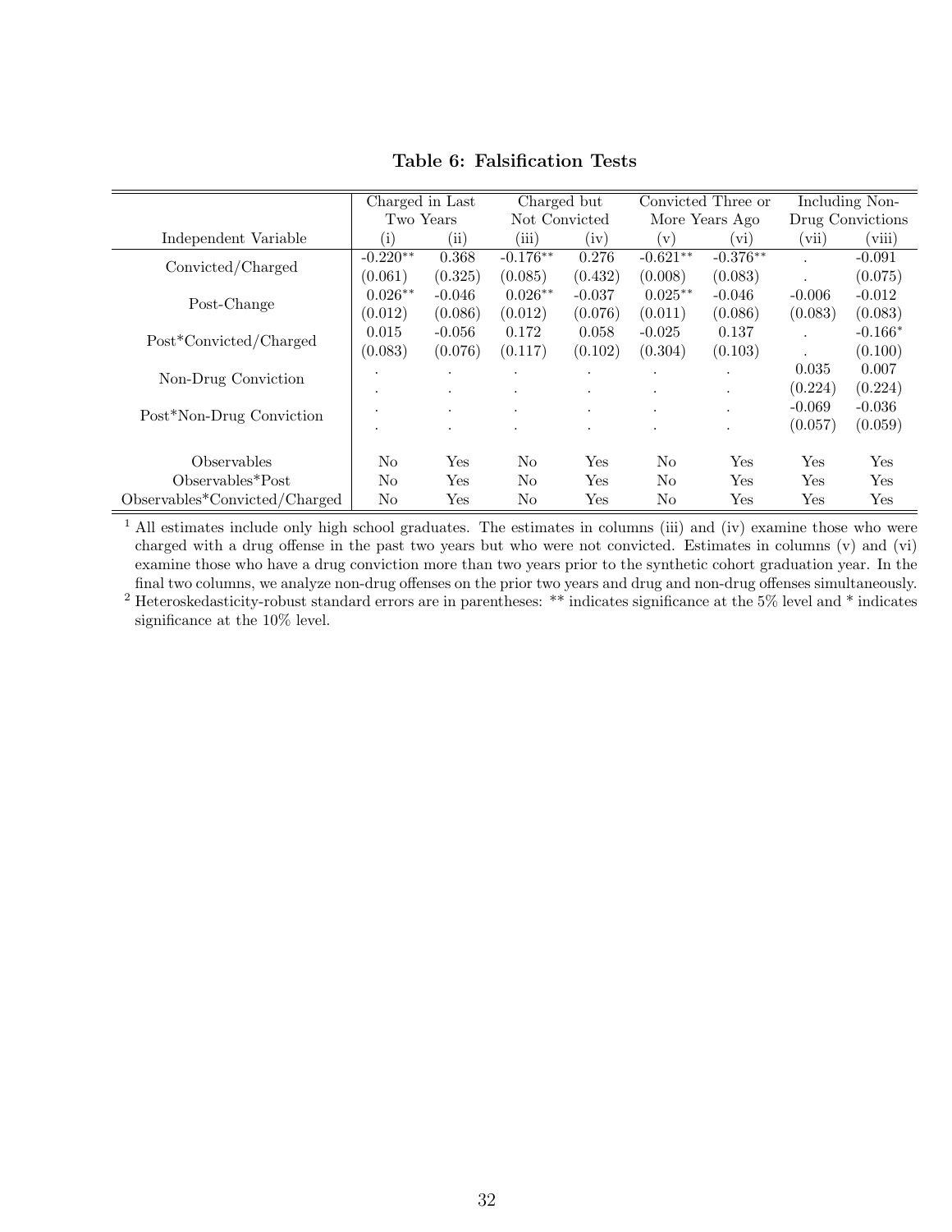**Table 6: Falsification Tests**

| | Charged in Last Two Years | | Charged but Not Convicted | | Convicted Three or More Years Ago | | Including Non-Drug Convictions | |
|---|---|---|---|---|---|---|---|---|
| Independent Variable | (i) | (ii) | (iii) | (iv) | (v) | (vi) | (vii) | (viii) |
| Convicted/Charged | -0.220** | 0.368 | -0.176** | 0.276 | -0.621** | -0.376** | . | -0.091 |
| | (0.061) | (0.325) | (0.085) | (0.432) | (0.008) | (0.083) | . | (0.075) |
| Post-Change | 0.026** | -0.046 | 0.026** | -0.037 | 0.025** | -0.046 | -0.006 | -0.012 |
| | (0.012) | (0.086) | (0.012) | (0.076) | (0.011) | (0.086) | (0.083) | (0.083) |
| Post*Convicted/Charged | 0.015 | -0.056 | 0.172 | 0.058 | -0.025 | 0.137 | . | -0.166* |
| | (0.083) | (0.076) | (0.117) | (0.102) | (0.304) | (0.103) | . | (0.100) |
| Non-Drug Conviction | . | . | . | . | . | . | 0.035 | 0.007 |
| | . | . | . | . | . | . | (0.224) | (0.224) |
| Post*Non-Drug Conviction | . | . | . | . | . | . | -0.069 | -0.036 |
| | . | . | . | . | . | . | (0.057) | (0.059) |
| Observables | No | Yes | No | Yes | No | Yes | Yes | Yes |
| Observables*Post | No | Yes | No | Yes | No | Yes | Yes | Yes |
| Observables*Convicted/Charged | No | Yes | No | Yes | No | Yes | Yes | Yes |

[1] All estimates include only high school graduates. The estimates in columns (iii) and (iv) examine those who were charged with a drug offense in the past two years but who were not convicted. Estimates in columns (v) and (vi) examine those who have a drug conviction more than two years prior to the synthetic cohort graduation year. In the final two columns, we analyze non-drug offenses on the prior two years and drug and non-drug offenses simultaneously.

[2] Heteroskedasticity-robust standard errors are in parentheses: ** indicates significance at the 5% level and * indicates significance at the 10% level.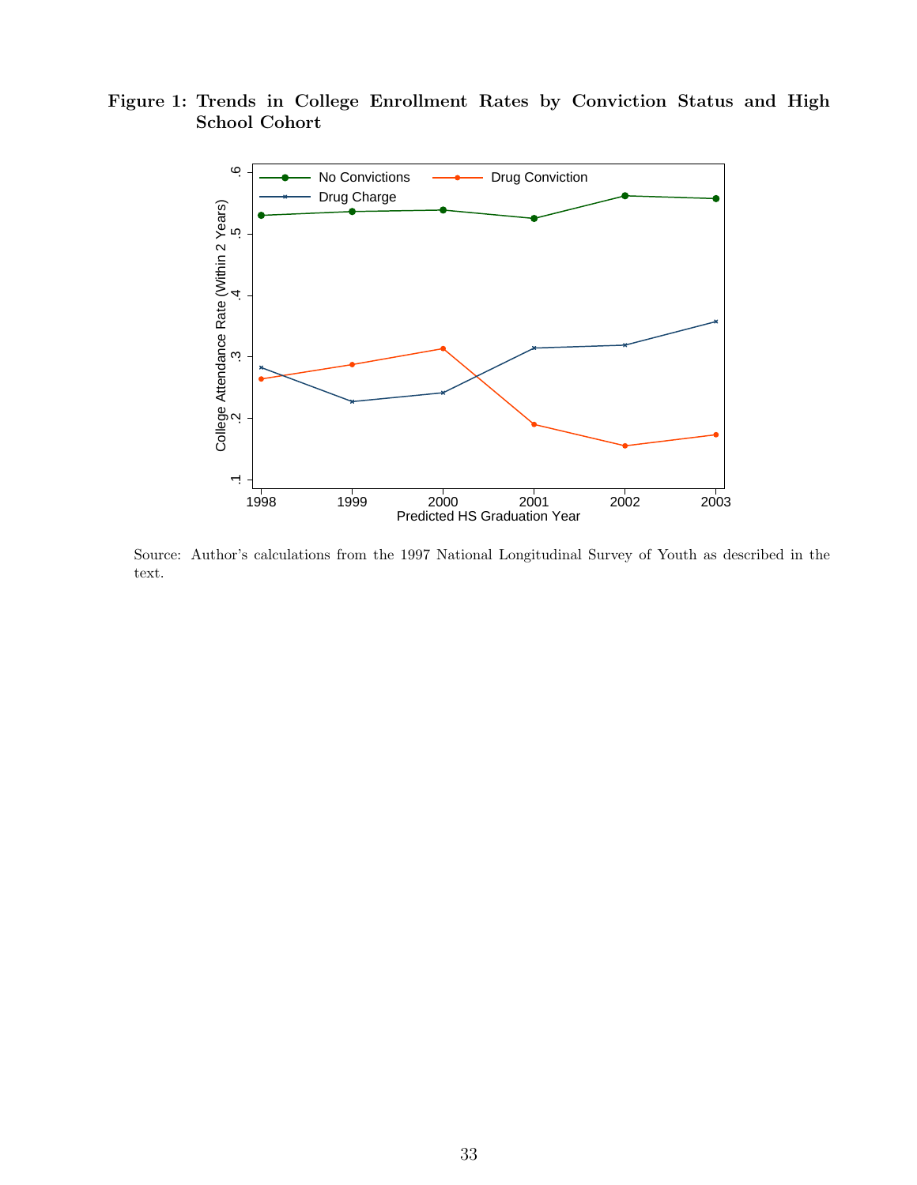**Figure 1: Trends in College Enrollment Rates by Conviction Status and High School Cohort**

Source: Author's calculations from the 1997 National Longitudinal Survey of Youth as described in the text.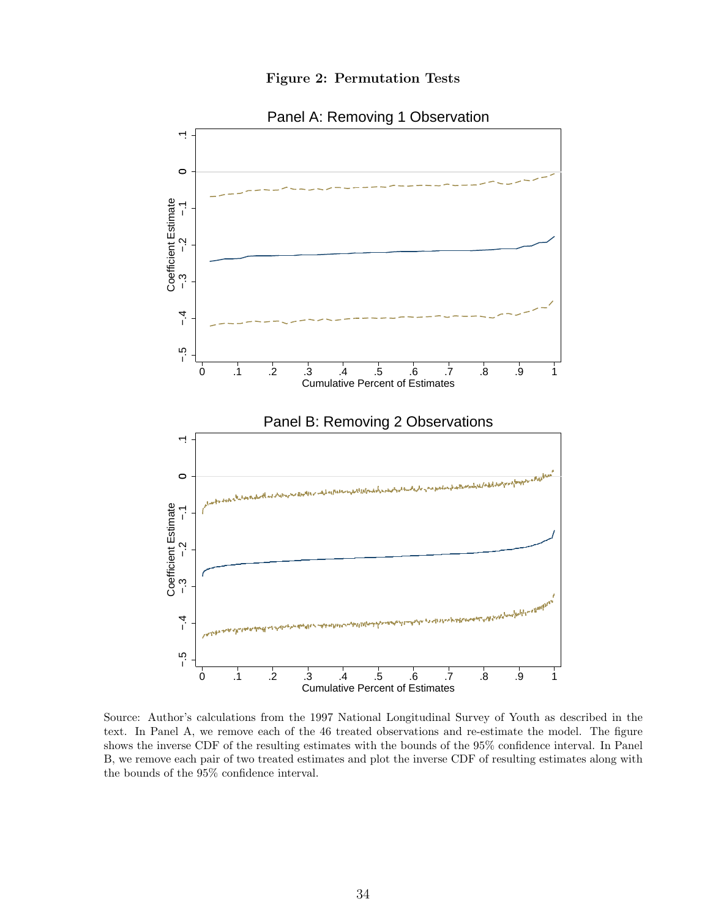**Figure 2: Permutation Tests**

Panel A: Removing 1 Observation

Coefficient Estimate

.1
0
−.1
−.2
−.3
−.4
−.5

0 .1 .2 .3 .4 .5 .6 .7 .8 .9 1

Cumulative Percent of Estimates

Panel B: Removing 2 Observations

Coefficient Estimate

.1
0
−.1
−.2
−.3
−.4
−.5

0 .1 .2 .3 .4 .5 .6 .7 .8 .9 1

Cumulative Percent of Estimates

Source: Author's calculations from the 1997 National Longitudinal Survey of Youth as described in the text. In Panel A, we remove each of the 46 treated observations and re-estimate the model. The figure shows the inverse CDF of the resulting estimates with the bounds of the 95% confidence interval. In Panel B, we remove each pair of two treated estimates and plot the inverse CDF of resulting estimates along with the bounds of the 95% confidence interval.